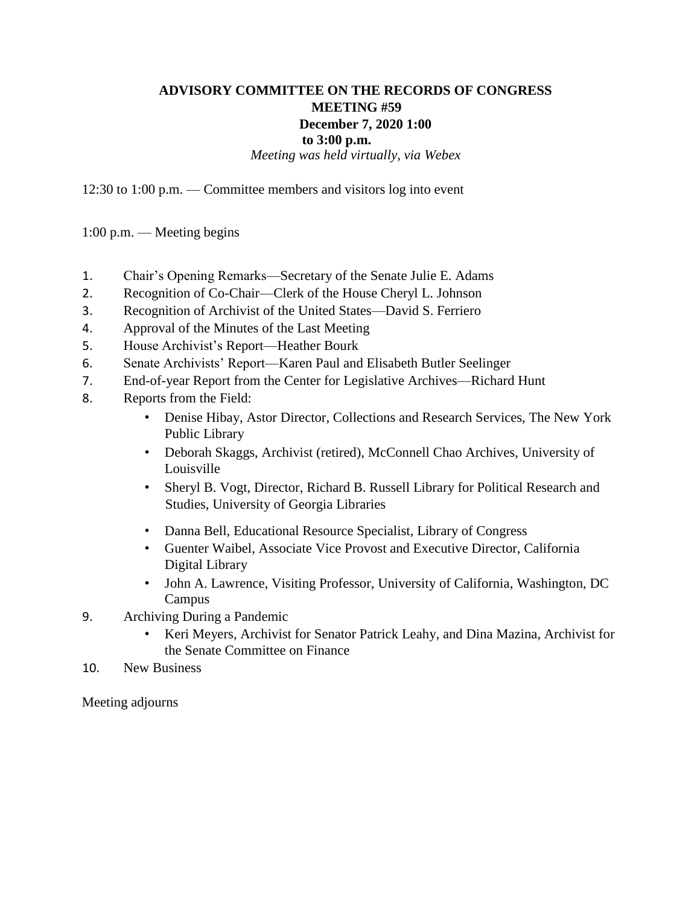**ADVISORY COMMITTEE ON THE RECORDS OF CONGRESS**
**MEETING #59**
**December 7, 2020 1:00 to 3:00 p.m.**
*Meeting was held virtually, via Webex*

12:30 to 1:00 p.m. — Committee members and visitors log into event

1:00 p.m. — Meeting begins

1. Chair's Opening Remarks—Secretary of the Senate Julie E. Adams
2. Recognition of Co-Chair—Clerk of the House Cheryl L. Johnson
3. Recognition of Archivist of the United States—David S. Ferriero
4. Approval of the Minutes of the Last Meeting
5. House Archivist's Report—Heather Bourk
6. Senate Archivists' Report—Karen Paul and Elisabeth Butler Seelinger
7. End-of-year Report from the Center for Legislative Archives—Richard Hunt
8. Reports from the Field:
   - Denise Hibay, Astor Director, Collections and Research Services, The New York Public Library
   - Deborah Skaggs, Archivist (retired), McConnell Chao Archives, University of Louisville
   - Sheryl B. Vogt, Director, Richard B. Russell Library for Political Research and Studies, University of Georgia Libraries
   - Danna Bell, Educational Resource Specialist, Library of Congress
   - Guenter Waibel, Associate Vice Provost and Executive Director, California Digital Library
   - John A. Lawrence, Visiting Professor, University of California, Washington, DC Campus
9. Archiving During a Pandemic
   - Keri Meyers, Archivist for Senator Patrick Leahy, and Dina Mazina, Archivist for the Senate Committee on Finance
10. New Business

Meeting adjourns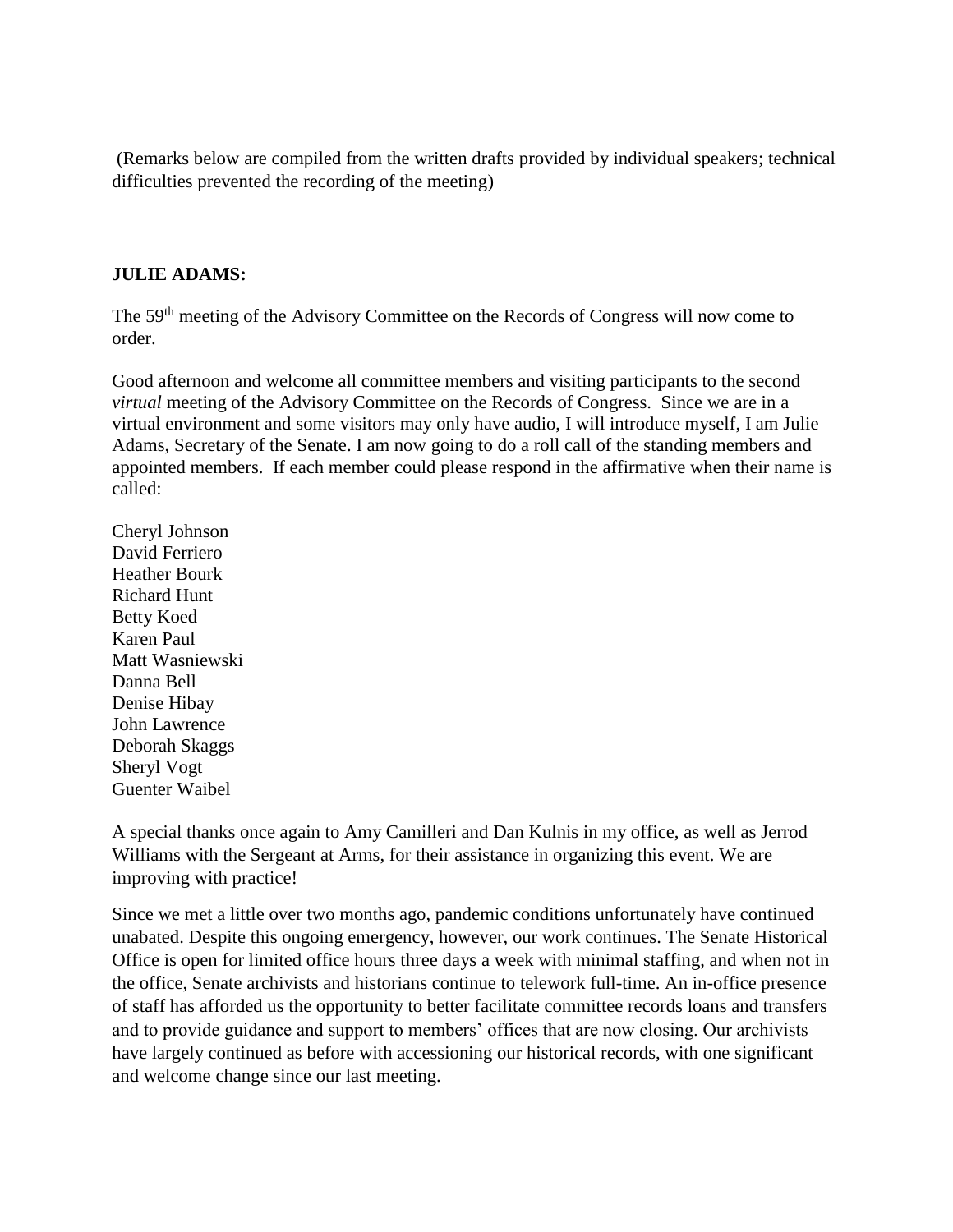(Remarks below are compiled from the written drafts provided by individual speakers; technical difficulties prevented the recording of the meeting)

**JULIE ADAMS:**

The 59th meeting of the Advisory Committee on the Records of Congress will now come to order.

Good afternoon and welcome all committee members and visiting participants to the second *virtual* meeting of the Advisory Committee on the Records of Congress. Since we are in a virtual environment and some visitors may only have audio, I will introduce myself, I am Julie Adams, Secretary of the Senate. I am now going to do a roll call of the standing members and appointed members. If each member could please respond in the affirmative when their name is called:

Cheryl Johnson
David Ferriero
Heather Bourk
Richard Hunt
Betty Koed
Karen Paul
Matt Wasniewski
Danna Bell
Denise Hibay
John Lawrence
Deborah Skaggs
Sheryl Vogt
Guenter Waibel

A special thanks once again to Amy Camilleri and Dan Kulnis in my office, as well as Jerrod Williams with the Sergeant at Arms, for their assistance in organizing this event. We are improving with practice!

Since we met a little over two months ago, pandemic conditions unfortunately have continued unabated. Despite this ongoing emergency, however, our work continues. The Senate Historical Office is open for limited office hours three days a week with minimal staffing, and when not in the office, Senate archivists and historians continue to telework full-time. An in-office presence of staff has afforded us the opportunity to better facilitate committee records loans and transfers and to provide guidance and support to members' offices that are now closing. Our archivists have largely continued as before with accessioning our historical records, with one significant and welcome change since our last meeting.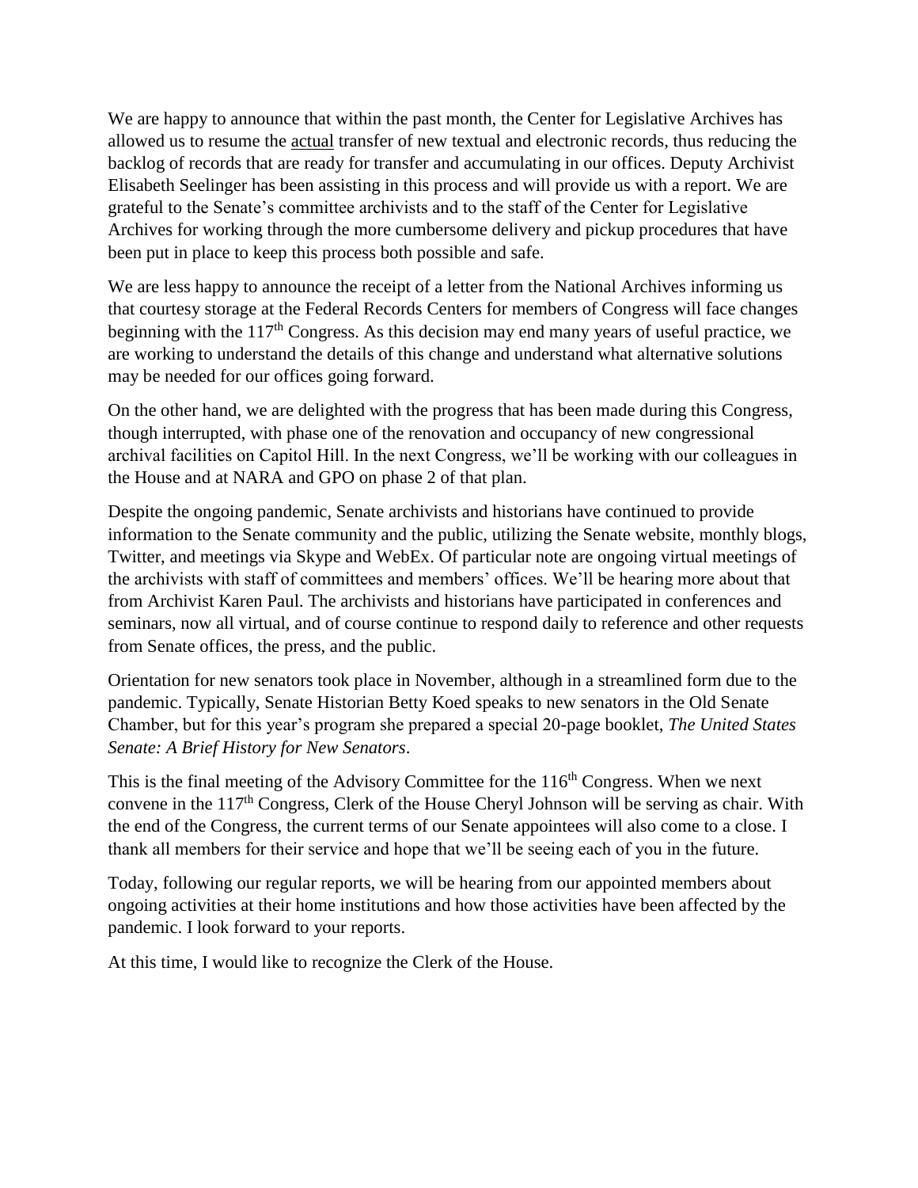We are happy to announce that within the past month, the Center for Legislative Archives has allowed us to resume the actual transfer of new textual and electronic records, thus reducing the backlog of records that are ready for transfer and accumulating in our offices. Deputy Archivist Elisabeth Seelinger has been assisting in this process and will provide us with a report. We are grateful to the Senate's committee archivists and to the staff of the Center for Legislative Archives for working through the more cumbersome delivery and pickup procedures that have been put in place to keep this process both possible and safe.

We are less happy to announce the receipt of a letter from the National Archives informing us that courtesy storage at the Federal Records Centers for members of Congress will face changes beginning with the 117th Congress. As this decision may end many years of useful practice, we are working to understand the details of this change and understand what alternative solutions may be needed for our offices going forward.

On the other hand, we are delighted with the progress that has been made during this Congress, though interrupted, with phase one of the renovation and occupancy of new congressional archival facilities on Capitol Hill. In the next Congress, we'll be working with our colleagues in the House and at NARA and GPO on phase 2 of that plan.

Despite the ongoing pandemic, Senate archivists and historians have continued to provide information to the Senate community and the public, utilizing the Senate website, monthly blogs, Twitter, and meetings via Skype and WebEx. Of particular note are ongoing virtual meetings of the archivists with staff of committees and members' offices. We'll be hearing more about that from Archivist Karen Paul. The archivists and historians have participated in conferences and seminars, now all virtual, and of course continue to respond daily to reference and other requests from Senate offices, the press, and the public.

Orientation for new senators took place in November, although in a streamlined form due to the pandemic. Typically, Senate Historian Betty Koed speaks to new senators in the Old Senate Chamber, but for this year's program she prepared a special 20-page booklet, *The United States Senate: A Brief History for New Senators*.

This is the final meeting of the Advisory Committee for the 116th Congress. When we next convene in the 117th Congress, Clerk of the House Cheryl Johnson will be serving as chair. With the end of the Congress, the current terms of our Senate appointees will also come to a close. I thank all members for their service and hope that we'll be seeing each of you in the future.

Today, following our regular reports, we will be hearing from our appointed members about ongoing activities at their home institutions and how those activities have been affected by the pandemic. I look forward to your reports.

At this time, I would like to recognize the Clerk of the House.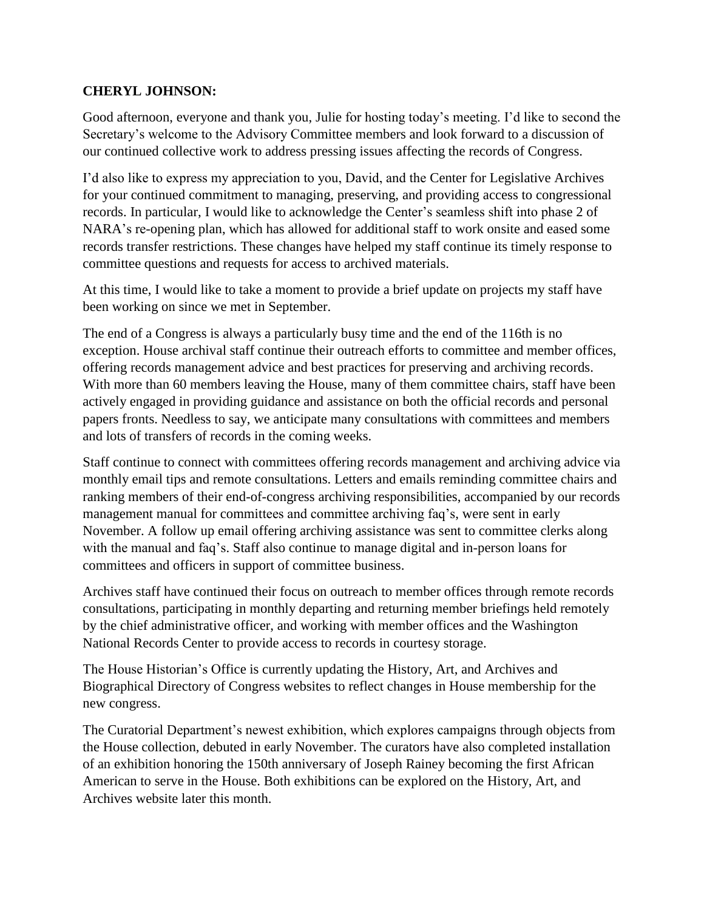**CHERYL JOHNSON:**

Good afternoon, everyone and thank you, Julie for hosting today's meeting. I'd like to second the Secretary's welcome to the Advisory Committee members and look forward to a discussion of our continued collective work to address pressing issues affecting the records of Congress.

I'd also like to express my appreciation to you, David, and the Center for Legislative Archives for your continued commitment to managing, preserving, and providing access to congressional records. In particular, I would like to acknowledge the Center's seamless shift into phase 2 of NARA's re-opening plan, which has allowed for additional staff to work onsite and eased some records transfer restrictions. These changes have helped my staff continue its timely response to committee questions and requests for access to archived materials.

At this time, I would like to take a moment to provide a brief update on projects my staff have been working on since we met in September.

The end of a Congress is always a particularly busy time and the end of the 116th is no exception. House archival staff continue their outreach efforts to committee and member offices, offering records management advice and best practices for preserving and archiving records. With more than 60 members leaving the House, many of them committee chairs, staff have been actively engaged in providing guidance and assistance on both the official records and personal papers fronts. Needless to say, we anticipate many consultations with committees and members and lots of transfers of records in the coming weeks.

Staff continue to connect with committees offering records management and archiving advice via monthly email tips and remote consultations. Letters and emails reminding committee chairs and ranking members of their end-of-congress archiving responsibilities, accompanied by our records management manual for committees and committee archiving faq's, were sent in early November. A follow up email offering archiving assistance was sent to committee clerks along with the manual and faq's. Staff also continue to manage digital and in-person loans for committees and officers in support of committee business.

Archives staff have continued their focus on outreach to member offices through remote records consultations, participating in monthly departing and returning member briefings held remotely by the chief administrative officer, and working with member offices and the Washington National Records Center to provide access to records in courtesy storage.

The House Historian's Office is currently updating the History, Art, and Archives and Biographical Directory of Congress websites to reflect changes in House membership for the new congress.

The Curatorial Department's newest exhibition, which explores campaigns through objects from the House collection, debuted in early November. The curators have also completed installation of an exhibition honoring the 150th anniversary of Joseph Rainey becoming the first African American to serve in the House. Both exhibitions can be explored on the History, Art, and Archives website later this month.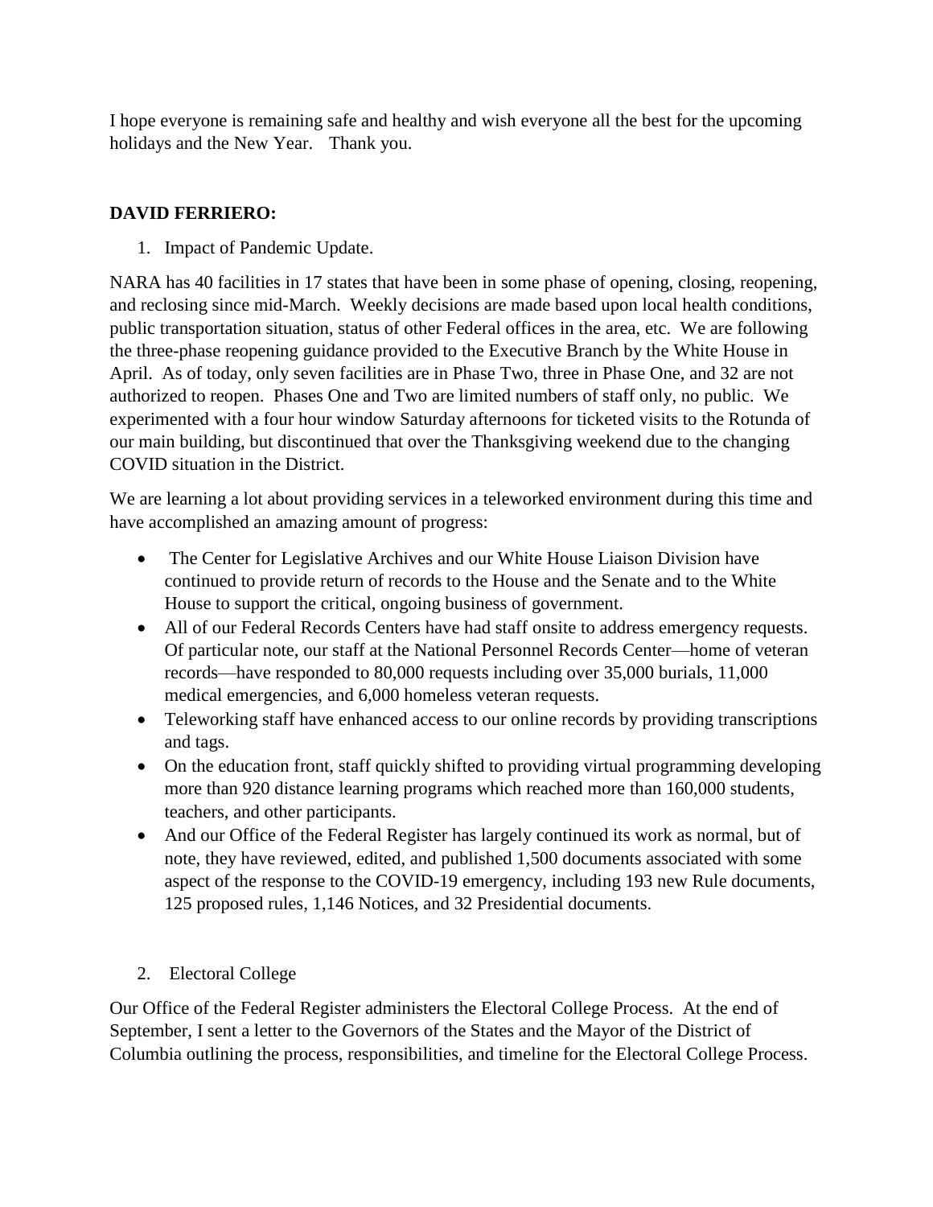I hope everyone is remaining safe and healthy and wish everyone all the best for the upcoming holidays and the New Year. Thank you.

**DAVID FERRIERO:**

1. Impact of Pandemic Update.

NARA has 40 facilities in 17 states that have been in some phase of opening, closing, reopening, and reclosing since mid-March. Weekly decisions are made based upon local health conditions, public transportation situation, status of other Federal offices in the area, etc. We are following the three-phase reopening guidance provided to the Executive Branch by the White House in April. As of today, only seven facilities are in Phase Two, three in Phase One, and 32 are not authorized to reopen. Phases One and Two are limited numbers of staff only, no public. We experimented with a four hour window Saturday afternoons for ticketed visits to the Rotunda of our main building, but discontinued that over the Thanksgiving weekend due to the changing COVID situation in the District.

We are learning a lot about providing services in a teleworked environment during this time and have accomplished an amazing amount of progress:

- The Center for Legislative Archives and our White House Liaison Division have continued to provide return of records to the House and the Senate and to the White House to support the critical, ongoing business of government.
- All of our Federal Records Centers have had staff onsite to address emergency requests. Of particular note, our staff at the National Personnel Records Center—home of veteran records—have responded to 80,000 requests including over 35,000 burials, 11,000 medical emergencies, and 6,000 homeless veteran requests.
- Teleworking staff have enhanced access to our online records by providing transcriptions and tags.
- On the education front, staff quickly shifted to providing virtual programming developing more than 920 distance learning programs which reached more than 160,000 students, teachers, and other participants.
- And our Office of the Federal Register has largely continued its work as normal, but of note, they have reviewed, edited, and published 1,500 documents associated with some aspect of the response to the COVID-19 emergency, including 193 new Rule documents, 125 proposed rules, 1,146 Notices, and 32 Presidential documents.

2. Electoral College

Our Office of the Federal Register administers the Electoral College Process. At the end of September, I sent a letter to the Governors of the States and the Mayor of the District of Columbia outlining the process, responsibilities, and timeline for the Electoral College Process.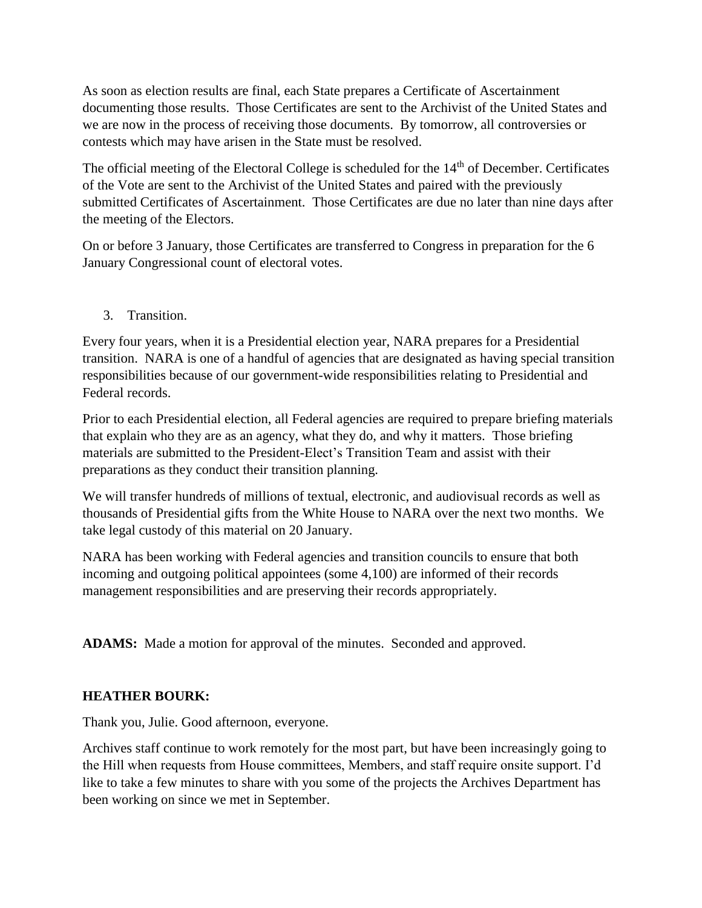As soon as election results are final, each State prepares a Certificate of Ascertainment documenting those results. Those Certificates are sent to the Archivist of the United States and we are now in the process of receiving those documents. By tomorrow, all controversies or contests which may have arisen in the State must be resolved.

The official meeting of the Electoral College is scheduled for the 14th of December. Certificates of the Vote are sent to the Archivist of the United States and paired with the previously submitted Certificates of Ascertainment. Those Certificates are due no later than nine days after the meeting of the Electors.

On or before 3 January, those Certificates are transferred to Congress in preparation for the 6 January Congressional count of electoral votes.

3. Transition.

Every four years, when it is a Presidential election year, NARA prepares for a Presidential transition. NARA is one of a handful of agencies that are designated as having special transition responsibilities because of our government-wide responsibilities relating to Presidential and Federal records.

Prior to each Presidential election, all Federal agencies are required to prepare briefing materials that explain who they are as an agency, what they do, and why it matters. Those briefing materials are submitted to the President-Elect's Transition Team and assist with their preparations as they conduct their transition planning.

We will transfer hundreds of millions of textual, electronic, and audiovisual records as well as thousands of Presidential gifts from the White House to NARA over the next two months. We take legal custody of this material on 20 January.

NARA has been working with Federal agencies and transition councils to ensure that both incoming and outgoing political appointees (some 4,100) are informed of their records management responsibilities and are preserving their records appropriately.

**ADAMS:** Made a motion for approval of the minutes. Seconded and approved.

**HEATHER BOURK:**

Thank you, Julie. Good afternoon, everyone.

Archives staff continue to work remotely for the most part, but have been increasingly going to the Hill when requests from House committees, Members, and staff require onsite support. I'd like to take a few minutes to share with you some of the projects the Archives Department has been working on since we met in September.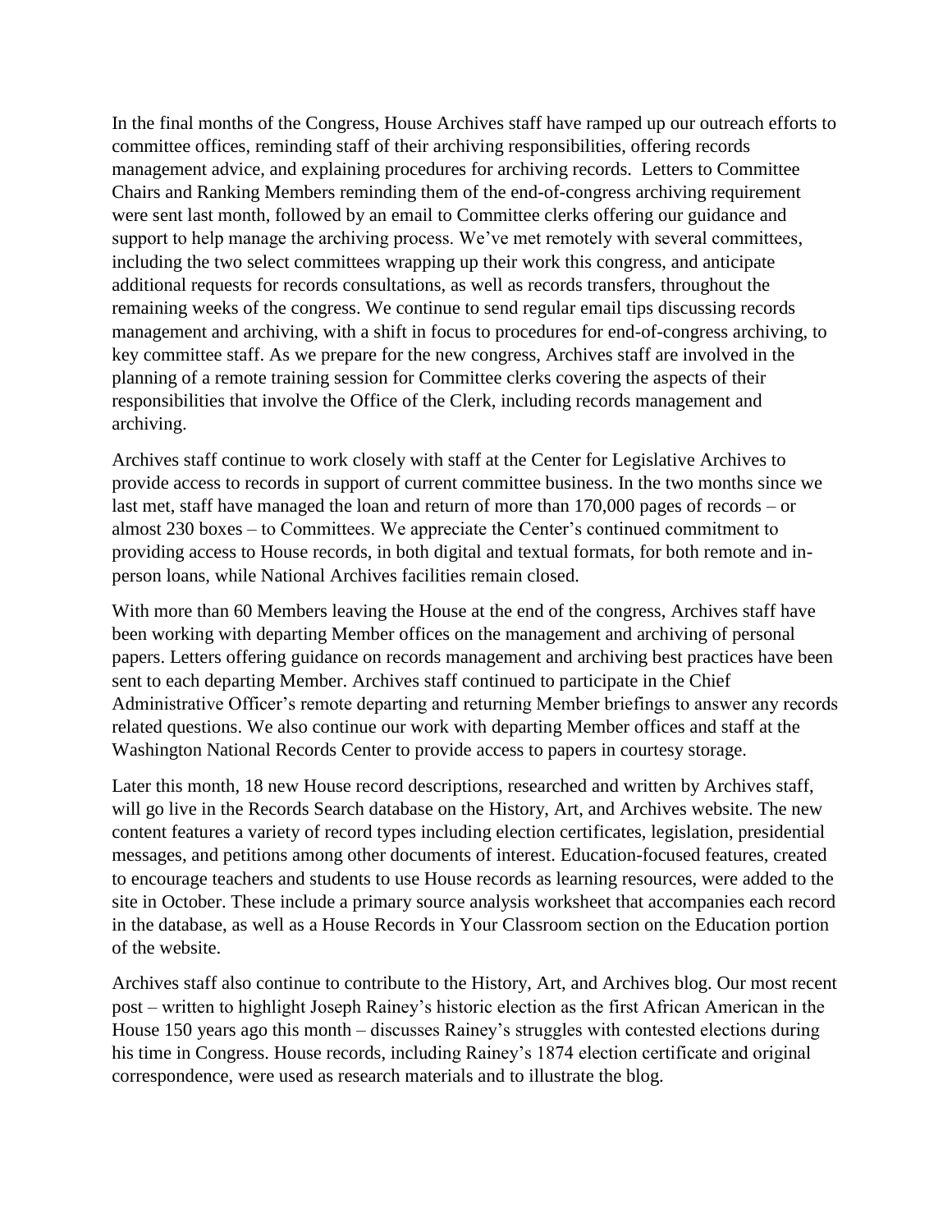In the final months of the Congress, House Archives staff have ramped up our outreach efforts to committee offices, reminding staff of their archiving responsibilities, offering records management advice, and explaining procedures for archiving records. Letters to Committee Chairs and Ranking Members reminding them of the end-of-congress archiving requirement were sent last month, followed by an email to Committee clerks offering our guidance and support to help manage the archiving process. We've met remotely with several committees, including the two select committees wrapping up their work this congress, and anticipate additional requests for records consultations, as well as records transfers, throughout the remaining weeks of the congress. We continue to send regular email tips discussing records management and archiving, with a shift in focus to procedures for end-of-congress archiving, to key committee staff. As we prepare for the new congress, Archives staff are involved in the planning of a remote training session for Committee clerks covering the aspects of their responsibilities that involve the Office of the Clerk, including records management and archiving.

Archives staff continue to work closely with staff at the Center for Legislative Archives to provide access to records in support of current committee business. In the two months since we last met, staff have managed the loan and return of more than 170,000 pages of records – or almost 230 boxes – to Committees. We appreciate the Center's continued commitment to providing access to House records, in both digital and textual formats, for both remote and in-person loans, while National Archives facilities remain closed.

With more than 60 Members leaving the House at the end of the congress, Archives staff have been working with departing Member offices on the management and archiving of personal papers. Letters offering guidance on records management and archiving best practices have been sent to each departing Member. Archives staff continued to participate in the Chief Administrative Officer's remote departing and returning Member briefings to answer any records related questions. We also continue our work with departing Member offices and staff at the Washington National Records Center to provide access to papers in courtesy storage.

Later this month, 18 new House record descriptions, researched and written by Archives staff, will go live in the Records Search database on the History, Art, and Archives website. The new content features a variety of record types including election certificates, legislation, presidential messages, and petitions among other documents of interest. Education-focused features, created to encourage teachers and students to use House records as learning resources, were added to the site in October. These include a primary source analysis worksheet that accompanies each record in the database, as well as a House Records in Your Classroom section on the Education portion of the website.

Archives staff also continue to contribute to the History, Art, and Archives blog. Our most recent post – written to highlight Joseph Rainey's historic election as the first African American in the House 150 years ago this month – discusses Rainey's struggles with contested elections during his time in Congress. House records, including Rainey's 1874 election certificate and original correspondence, were used as research materials and to illustrate the blog.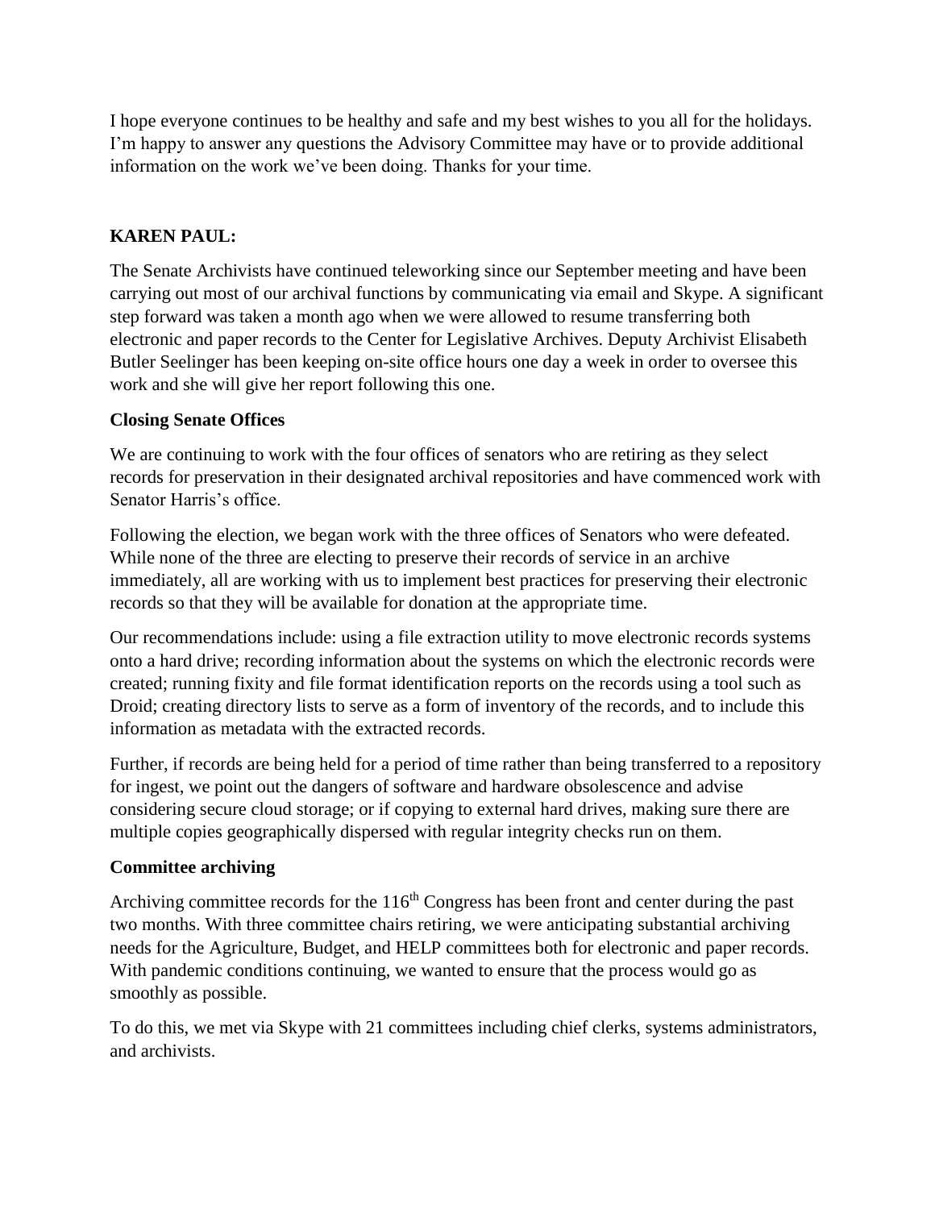I hope everyone continues to be healthy and safe and my best wishes to you all for the holidays. I'm happy to answer any questions the Advisory Committee may have or to provide additional information on the work we've been doing. Thanks for your time.

**KAREN PAUL:**

The Senate Archivists have continued teleworking since our September meeting and have been carrying out most of our archival functions by communicating via email and Skype. A significant step forward was taken a month ago when we were allowed to resume transferring both electronic and paper records to the Center for Legislative Archives. Deputy Archivist Elisabeth Butler Seelinger has been keeping on-site office hours one day a week in order to oversee this work and she will give her report following this one.

**Closing Senate Offices**

We are continuing to work with the four offices of senators who are retiring as they select records for preservation in their designated archival repositories and have commenced work with Senator Harris's office.

Following the election, we began work with the three offices of Senators who were defeated. While none of the three are electing to preserve their records of service in an archive immediately, all are working with us to implement best practices for preserving their electronic records so that they will be available for donation at the appropriate time.

Our recommendations include: using a file extraction utility to move electronic records systems onto a hard drive; recording information about the systems on which the electronic records were created; running fixity and file format identification reports on the records using a tool such as Droid; creating directory lists to serve as a form of inventory of the records, and to include this information as metadata with the extracted records.

Further, if records are being held for a period of time rather than being transferred to a repository for ingest, we point out the dangers of software and hardware obsolescence and advise considering secure cloud storage; or if copying to external hard drives, making sure there are multiple copies geographically dispersed with regular integrity checks run on them.

**Committee archiving**

Archiving committee records for the 116th Congress has been front and center during the past two months. With three committee chairs retiring, we were anticipating substantial archiving needs for the Agriculture, Budget, and HELP committees both for electronic and paper records. With pandemic conditions continuing, we wanted to ensure that the process would go as smoothly as possible.

To do this, we met via Skype with 21 committees including chief clerks, systems administrators, and archivists.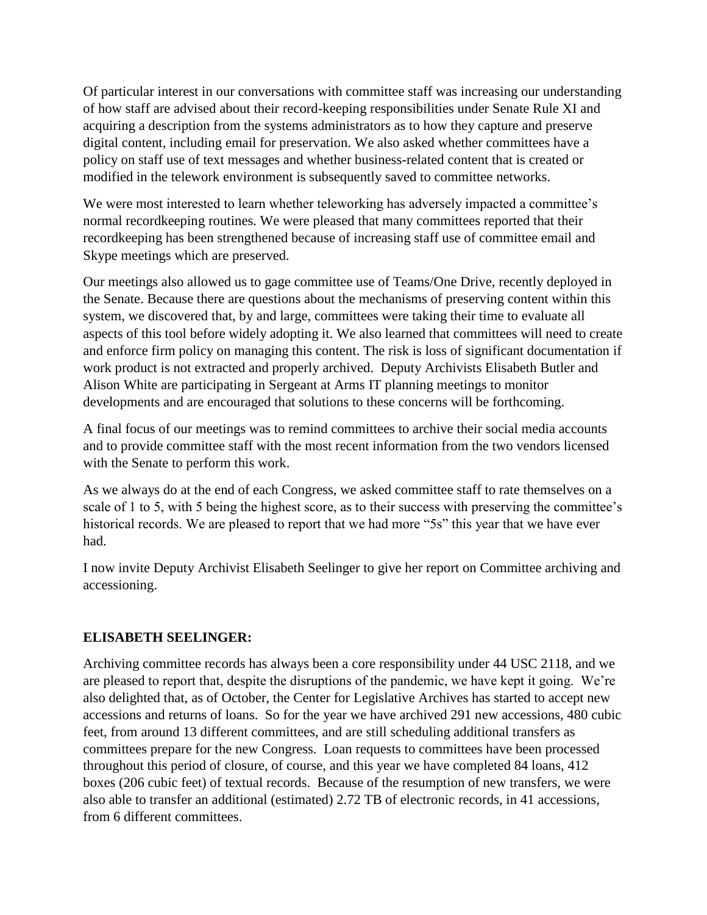Of particular interest in our conversations with committee staff was increasing our understanding of how staff are advised about their record-keeping responsibilities under Senate Rule XI and acquiring a description from the systems administrators as to how they capture and preserve digital content, including email for preservation. We also asked whether committees have a policy on staff use of text messages and whether business-related content that is created or modified in the telework environment is subsequently saved to committee networks.

We were most interested to learn whether teleworking has adversely impacted a committee's normal recordkeeping routines. We were pleased that many committees reported that their recordkeeping has been strengthened because of increasing staff use of committee email and Skype meetings which are preserved.

Our meetings also allowed us to gage committee use of Teams/One Drive, recently deployed in the Senate. Because there are questions about the mechanisms of preserving content within this system, we discovered that, by and large, committees were taking their time to evaluate all aspects of this tool before widely adopting it. We also learned that committees will need to create and enforce firm policy on managing this content. The risk is loss of significant documentation if work product is not extracted and properly archived. Deputy Archivists Elisabeth Butler and Alison White are participating in Sergeant at Arms IT planning meetings to monitor developments and are encouraged that solutions to these concerns will be forthcoming.

A final focus of our meetings was to remind committees to archive their social media accounts and to provide committee staff with the most recent information from the two vendors licensed with the Senate to perform this work.

As we always do at the end of each Congress, we asked committee staff to rate themselves on a scale of 1 to 5, with 5 being the highest score, as to their success with preserving the committee's historical records. We are pleased to report that we had more "5s" this year that we have ever had.

I now invite Deputy Archivist Elisabeth Seelinger to give her report on Committee archiving and accessioning.

**ELISABETH SEELINGER:**

Archiving committee records has always been a core responsibility under 44 USC 2118, and we are pleased to report that, despite the disruptions of the pandemic, we have kept it going. We're also delighted that, as of October, the Center for Legislative Archives has started to accept new accessions and returns of loans. So for the year we have archived 291 new accessions, 480 cubic feet, from around 13 different committees, and are still scheduling additional transfers as committees prepare for the new Congress. Loan requests to committees have been processed throughout this period of closure, of course, and this year we have completed 84 loans, 412 boxes (206 cubic feet) of textual records. Because of the resumption of new transfers, we were also able to transfer an additional (estimated) 2.72 TB of electronic records, in 41 accessions, from 6 different committees.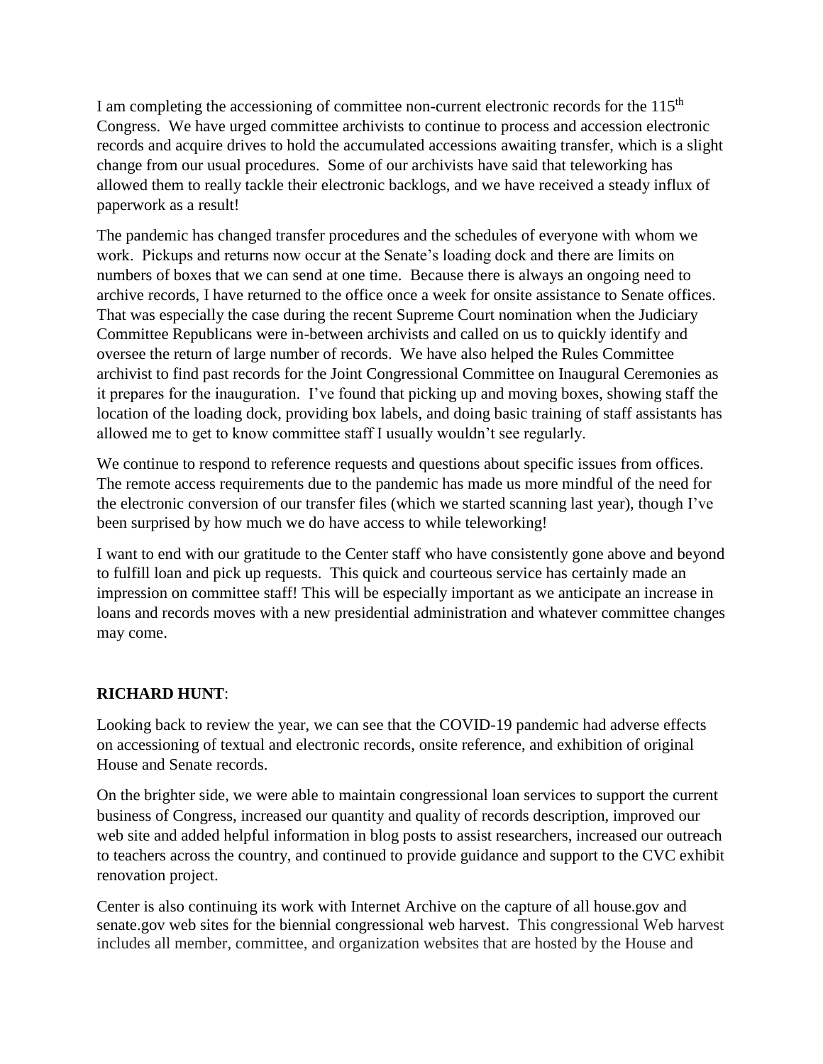I am completing the accessioning of committee non-current electronic records for the 115th Congress. We have urged committee archivists to continue to process and accession electronic records and acquire drives to hold the accumulated accessions awaiting transfer, which is a slight change from our usual procedures. Some of our archivists have said that teleworking has allowed them to really tackle their electronic backlogs, and we have received a steady influx of paperwork as a result!

The pandemic has changed transfer procedures and the schedules of everyone with whom we work. Pickups and returns now occur at the Senate's loading dock and there are limits on numbers of boxes that we can send at one time. Because there is always an ongoing need to archive records, I have returned to the office once a week for onsite assistance to Senate offices. That was especially the case during the recent Supreme Court nomination when the Judiciary Committee Republicans were in-between archivists and called on us to quickly identify and oversee the return of large number of records. We have also helped the Rules Committee archivist to find past records for the Joint Congressional Committee on Inaugural Ceremonies as it prepares for the inauguration. I've found that picking up and moving boxes, showing staff the location of the loading dock, providing box labels, and doing basic training of staff assistants has allowed me to get to know committee staff I usually wouldn't see regularly.

We continue to respond to reference requests and questions about specific issues from offices. The remote access requirements due to the pandemic has made us more mindful of the need for the electronic conversion of our transfer files (which we started scanning last year), though I've been surprised by how much we do have access to while teleworking!

I want to end with our gratitude to the Center staff who have consistently gone above and beyond to fulfill loan and pick up requests. This quick and courteous service has certainly made an impression on committee staff! This will be especially important as we anticipate an increase in loans and records moves with a new presidential administration and whatever committee changes may come.

**RICHARD HUNT**:

Looking back to review the year, we can see that the COVID-19 pandemic had adverse effects on accessioning of textual and electronic records, onsite reference, and exhibition of original House and Senate records.

On the brighter side, we were able to maintain congressional loan services to support the current business of Congress, increased our quantity and quality of records description, improved our web site and added helpful information in blog posts to assist researchers, increased our outreach to teachers across the country, and continued to provide guidance and support to the CVC exhibit renovation project.

Center is also continuing its work with Internet Archive on the capture of all house.gov and senate.gov web sites for the biennial congressional web harvest. This congressional Web harvest includes all member, committee, and organization websites that are hosted by the House and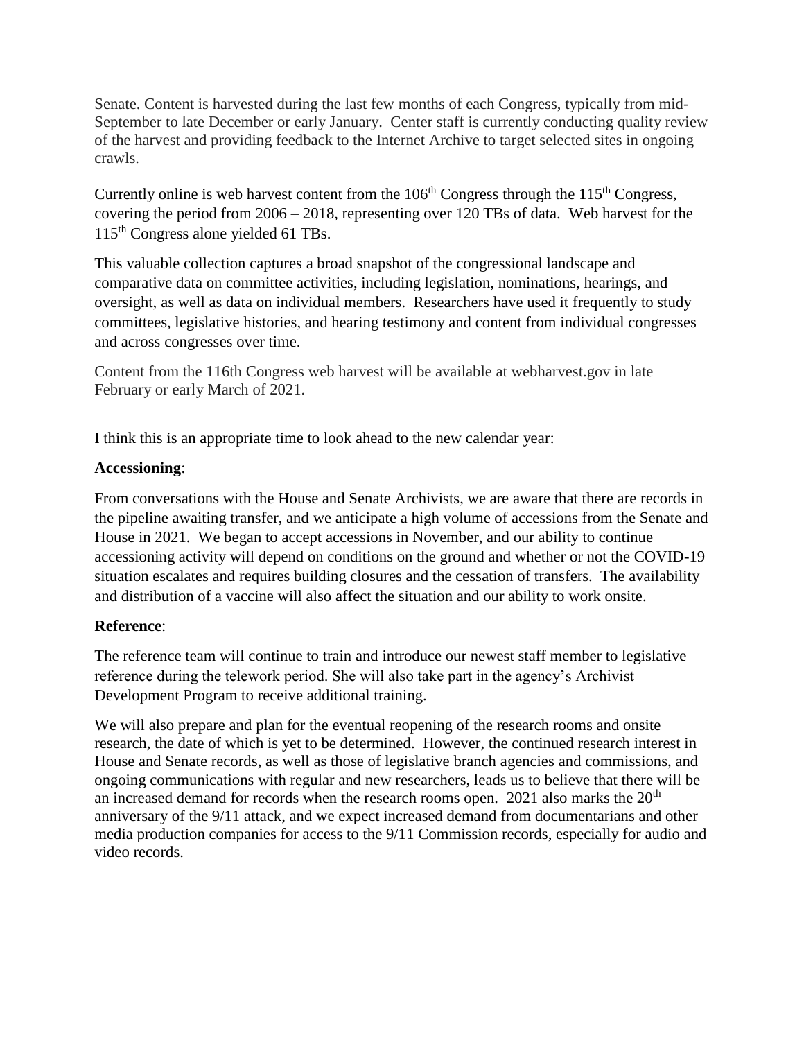Senate. Content is harvested during the last few months of each Congress, typically from mid-September to late December or early January. Center staff is currently conducting quality review of the harvest and providing feedback to the Internet Archive to target selected sites in ongoing crawls.

Currently online is web harvest content from the 106th Congress through the 115th Congress, covering the period from 2006 – 2018, representing over 120 TBs of data. Web harvest for the 115th Congress alone yielded 61 TBs.

This valuable collection captures a broad snapshot of the congressional landscape and comparative data on committee activities, including legislation, nominations, hearings, and oversight, as well as data on individual members. Researchers have used it frequently to study committees, legislative histories, and hearing testimony and content from individual congresses and across congresses over time.

Content from the 116th Congress web harvest will be available at webharvest.gov in late February or early March of 2021.

I think this is an appropriate time to look ahead to the new calendar year:

**Accessioning**:

From conversations with the House and Senate Archivists, we are aware that there are records in the pipeline awaiting transfer, and we anticipate a high volume of accessions from the Senate and House in 2021. We began to accept accessions in November, and our ability to continue accessioning activity will depend on conditions on the ground and whether or not the COVID-19 situation escalates and requires building closures and the cessation of transfers. The availability and distribution of a vaccine will also affect the situation and our ability to work onsite.

**Reference**:

The reference team will continue to train and introduce our newest staff member to legislative reference during the telework period. She will also take part in the agency's Archivist Development Program to receive additional training.

We will also prepare and plan for the eventual reopening of the research rooms and onsite research, the date of which is yet to be determined. However, the continued research interest in House and Senate records, as well as those of legislative branch agencies and commissions, and ongoing communications with regular and new researchers, leads us to believe that there will be an increased demand for records when the research rooms open. 2021 also marks the 20th anniversary of the 9/11 attack, and we expect increased demand from documentarians and other media production companies for access to the 9/11 Commission records, especially for audio and video records.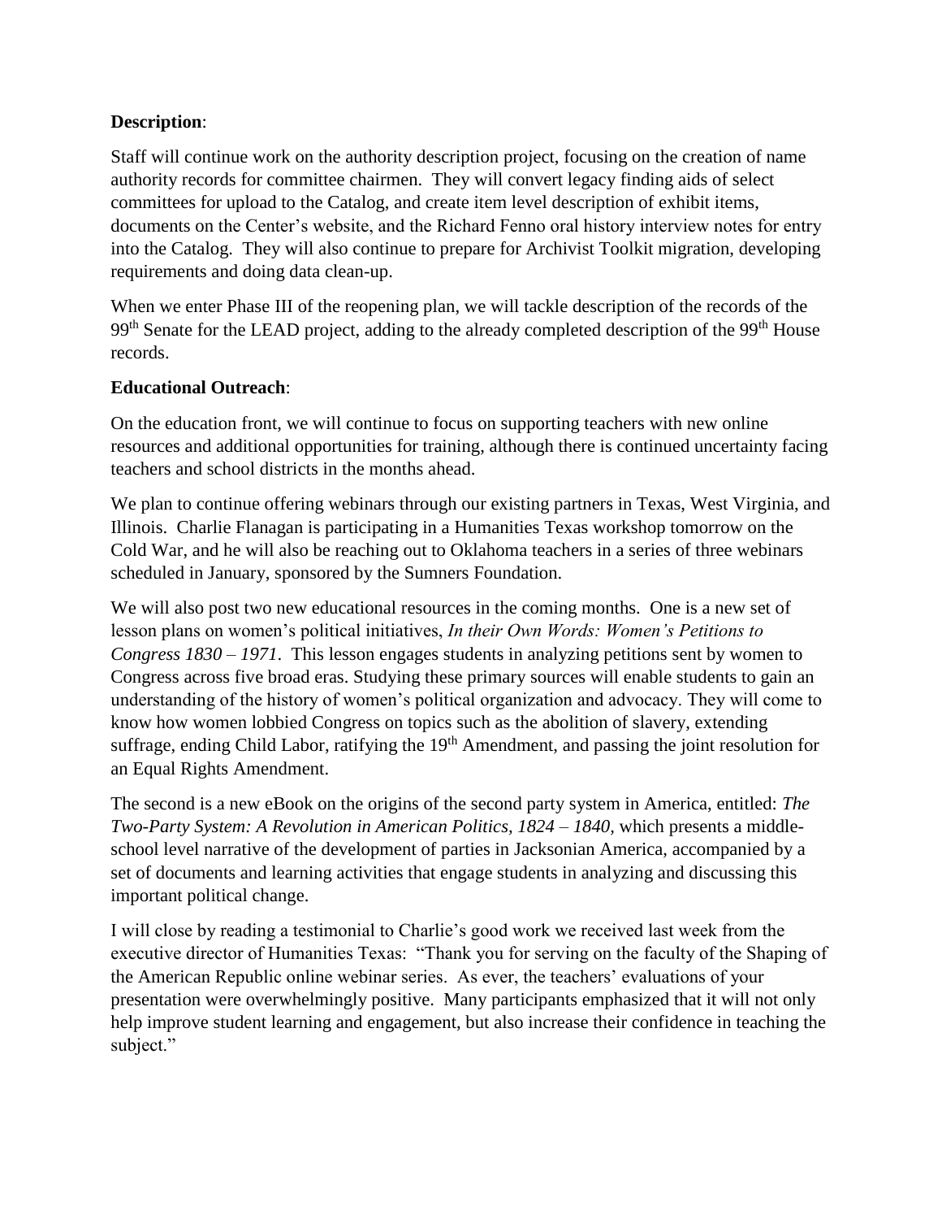**Description**:

Staff will continue work on the authority description project, focusing on the creation of name authority records for committee chairmen. They will convert legacy finding aids of select committees for upload to the Catalog, and create item level description of exhibit items, documents on the Center's website, and the Richard Fenno oral history interview notes for entry into the Catalog. They will also continue to prepare for Archivist Toolkit migration, developing requirements and doing data clean-up.

When we enter Phase III of the reopening plan, we will tackle description of the records of the 99th Senate for the LEAD project, adding to the already completed description of the 99th House records.

**Educational Outreach**:

On the education front, we will continue to focus on supporting teachers with new online resources and additional opportunities for training, although there is continued uncertainty facing teachers and school districts in the months ahead.

We plan to continue offering webinars through our existing partners in Texas, West Virginia, and Illinois. Charlie Flanagan is participating in a Humanities Texas workshop tomorrow on the Cold War, and he will also be reaching out to Oklahoma teachers in a series of three webinars scheduled in January, sponsored by the Sumners Foundation.

We will also post two new educational resources in the coming months. One is a new set of lesson plans on women's political initiatives, *In their Own Words: Women's Petitions to Congress 1830 – 1971.* This lesson engages students in analyzing petitions sent by women to Congress across five broad eras. Studying these primary sources will enable students to gain an understanding of the history of women's political organization and advocacy. They will come to know how women lobbied Congress on topics such as the abolition of slavery, extending suffrage, ending Child Labor, ratifying the 19th Amendment, and passing the joint resolution for an Equal Rights Amendment.

The second is a new eBook on the origins of the second party system in America, entitled: *The Two-Party System: A Revolution in American Politics, 1824 – 1840*, which presents a middle-school level narrative of the development of parties in Jacksonian America, accompanied by a set of documents and learning activities that engage students in analyzing and discussing this important political change.

I will close by reading a testimonial to Charlie's good work we received last week from the executive director of Humanities Texas: "Thank you for serving on the faculty of the Shaping of the American Republic online webinar series. As ever, the teachers' evaluations of your presentation were overwhelmingly positive. Many participants emphasized that it will not only help improve student learning and engagement, but also increase their confidence in teaching the subject."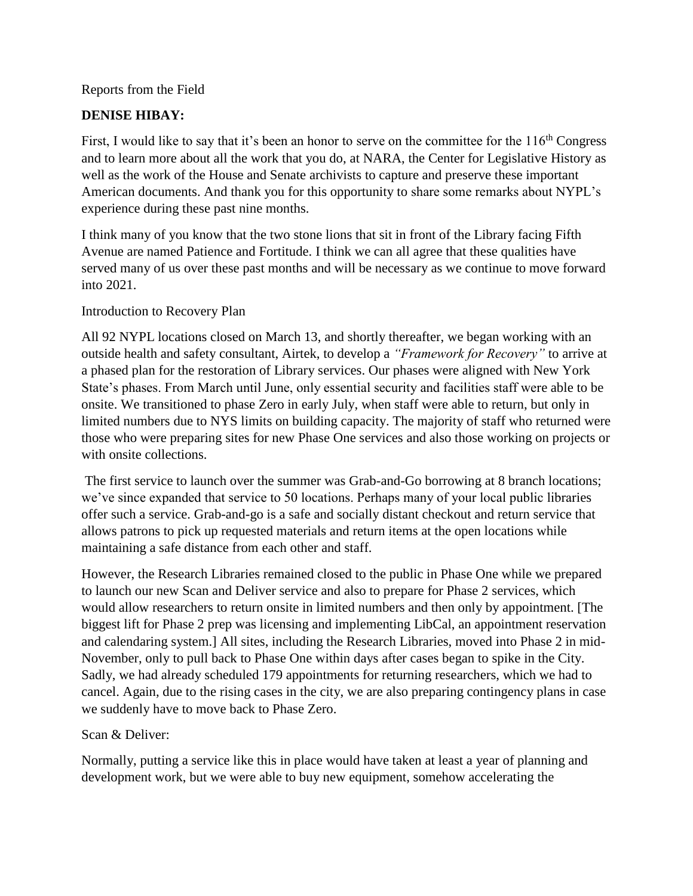Reports from the Field

**DENISE HIBAY:**

First, I would like to say that it's been an honor to serve on the committee for the 116th Congress and to learn more about all the work that you do, at NARA, the Center for Legislative History as well as the work of the House and Senate archivists to capture and preserve these important American documents. And thank you for this opportunity to share some remarks about NYPL's experience during these past nine months.

I think many of you know that the two stone lions that sit in front of the Library facing Fifth Avenue are named Patience and Fortitude. I think we can all agree that these qualities have served many of us over these past months and will be necessary as we continue to move forward into 2021.

Introduction to Recovery Plan

All 92 NYPL locations closed on March 13, and shortly thereafter, we began working with an outside health and safety consultant, Airtek, to develop a *"Framework for Recovery"* to arrive at a phased plan for the restoration of Library services. Our phases were aligned with New York State's phases. From March until June, only essential security and facilities staff were able to be onsite. We transitioned to phase Zero in early July, when staff were able to return, but only in limited numbers due to NYS limits on building capacity. The majority of staff who returned were those who were preparing sites for new Phase One services and also those working on projects or with onsite collections.

The first service to launch over the summer was Grab-and-Go borrowing at 8 branch locations; we've since expanded that service to 50 locations. Perhaps many of your local public libraries offer such a service. Grab-and-go is a safe and socially distant checkout and return service that allows patrons to pick up requested materials and return items at the open locations while maintaining a safe distance from each other and staff.

However, the Research Libraries remained closed to the public in Phase One while we prepared to launch our new Scan and Deliver service and also to prepare for Phase 2 services, which would allow researchers to return onsite in limited numbers and then only by appointment. [The biggest lift for Phase 2 prep was licensing and implementing LibCal, an appointment reservation and calendaring system.] All sites, including the Research Libraries, moved into Phase 2 in mid-November, only to pull back to Phase One within days after cases began to spike in the City. Sadly, we had already scheduled 179 appointments for returning researchers, which we had to cancel. Again, due to the rising cases in the city, we are also preparing contingency plans in case we suddenly have to move back to Phase Zero.

Scan & Deliver:

Normally, putting a service like this in place would have taken at least a year of planning and development work, but we were able to buy new equipment, somehow accelerating the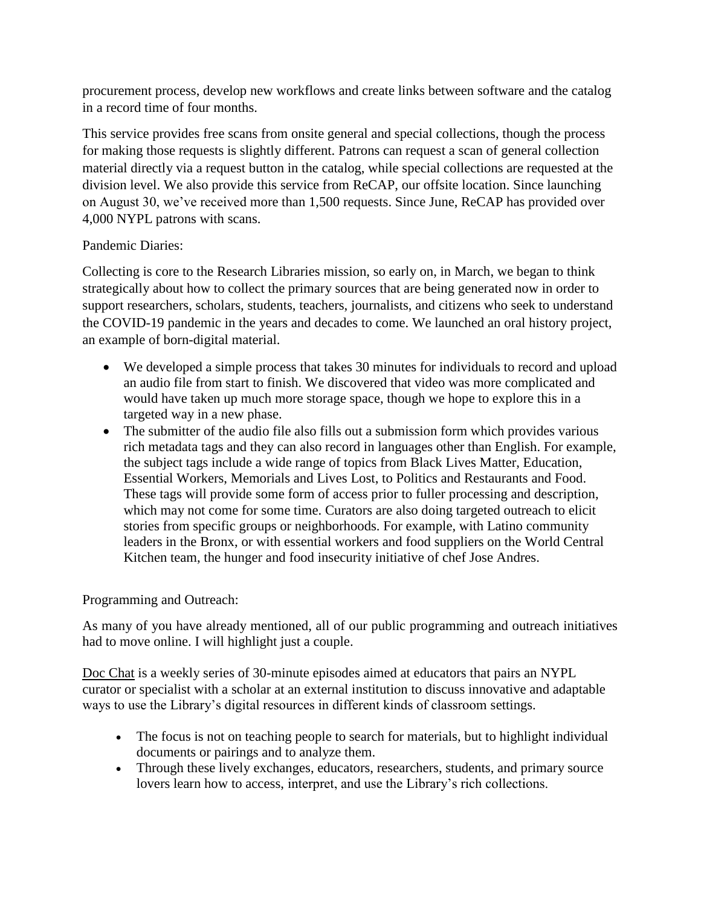procurement process, develop new workflows and create links between software and the catalog in a record time of four months.

This service provides free scans from onsite general and special collections, though the process for making those requests is slightly different. Patrons can request a scan of general collection material directly via a request button in the catalog, while special collections are requested at the division level. We also provide this service from ReCAP, our offsite location. Since launching on August 30, we've received more than 1,500 requests. Since June, ReCAP has provided over 4,000 NYPL patrons with scans.

Pandemic Diaries:

Collecting is core to the Research Libraries mission, so early on, in March, we began to think strategically about how to collect the primary sources that are being generated now in order to support researchers, scholars, students, teachers, journalists, and citizens who seek to understand the COVID-19 pandemic in the years and decades to come. We launched an oral history project, an example of born-digital material.

- We developed a simple process that takes 30 minutes for individuals to record and upload an audio file from start to finish. We discovered that video was more complicated and would have taken up much more storage space, though we hope to explore this in a targeted way in a new phase.
- The submitter of the audio file also fills out a submission form which provides various rich metadata tags and they can also record in languages other than English. For example, the subject tags include a wide range of topics from Black Lives Matter, Education, Essential Workers, Memorials and Lives Lost, to Politics and Restaurants and Food. These tags will provide some form of access prior to fuller processing and description, which may not come for some time. Curators are also doing targeted outreach to elicit stories from specific groups or neighborhoods. For example, with Latino community leaders in the Bronx, or with essential workers and food suppliers on the World Central Kitchen team, the hunger and food insecurity initiative of chef Jose Andres.

Programming and Outreach:

As many of you have already mentioned, all of our public programming and outreach initiatives had to move online. I will highlight just a couple.

Doc Chat is a weekly series of 30-minute episodes aimed at educators that pairs an NYPL curator or specialist with a scholar at an external institution to discuss innovative and adaptable ways to use the Library's digital resources in different kinds of classroom settings.

- The focus is not on teaching people to search for materials, but to highlight individual documents or pairings and to analyze them.
- Through these lively exchanges, educators, researchers, students, and primary source lovers learn how to access, interpret, and use the Library's rich collections.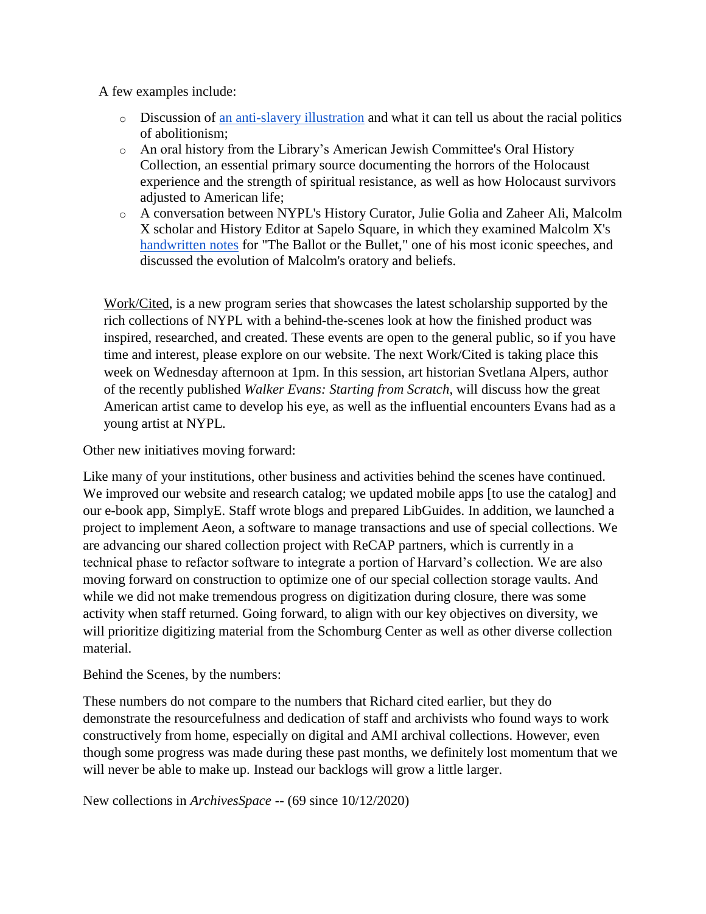A few examples include:

- Discussion of [an anti-slavery illustration]() and what it can tell us about the racial politics of abolitionism;
- An oral history from the Library's American Jewish Committee's Oral History Collection, an essential primary source documenting the horrors of the Holocaust experience and the strength of spiritual resistance, as well as how Holocaust survivors adjusted to American life;
- A conversation between NYPL's History Curator, Julie Golia and Zaheer Ali, Malcolm X scholar and History Editor at Sapelo Square, in which they examined Malcolm X's [handwritten notes]() for "The Ballot or the Bullet," one of his most iconic speeches, and discussed the evolution of Malcolm's oratory and beliefs.

Work/Cited, is a new program series that showcases the latest scholarship supported by the rich collections of NYPL with a behind-the-scenes look at how the finished product was inspired, researched, and created. These events are open to the general public, so if you have time and interest, please explore on our website. The next Work/Cited is taking place this week on Wednesday afternoon at 1pm. In this session, art historian Svetlana Alpers, author of the recently published *Walker Evans: Starting from Scratch*, will discuss how the great American artist came to develop his eye, as well as the influential encounters Evans had as a young artist at NYPL.

Other new initiatives moving forward:

Like many of your institutions, other business and activities behind the scenes have continued. We improved our website and research catalog; we updated mobile apps [to use the catalog] and our e-book app, SimplyE. Staff wrote blogs and prepared LibGuides. In addition, we launched a project to implement Aeon, a software to manage transactions and use of special collections. We are advancing our shared collection project with ReCAP partners, which is currently in a technical phase to refactor software to integrate a portion of Harvard's collection. We are also moving forward on construction to optimize one of our special collection storage vaults. And while we did not make tremendous progress on digitization during closure, there was some activity when staff returned. Going forward, to align with our key objectives on diversity, we will prioritize digitizing material from the Schomburg Center as well as other diverse collection material.

Behind the Scenes, by the numbers:

These numbers do not compare to the numbers that Richard cited earlier, but they do demonstrate the resourcefulness and dedication of staff and archivists who found ways to work constructively from home, especially on digital and AMI archival collections. However, even though some progress was made during these past months, we definitely lost momentum that we will never be able to make up. Instead our backlogs will grow a little larger.

New collections in *ArchivesSpace* -- (69 since 10/12/2020)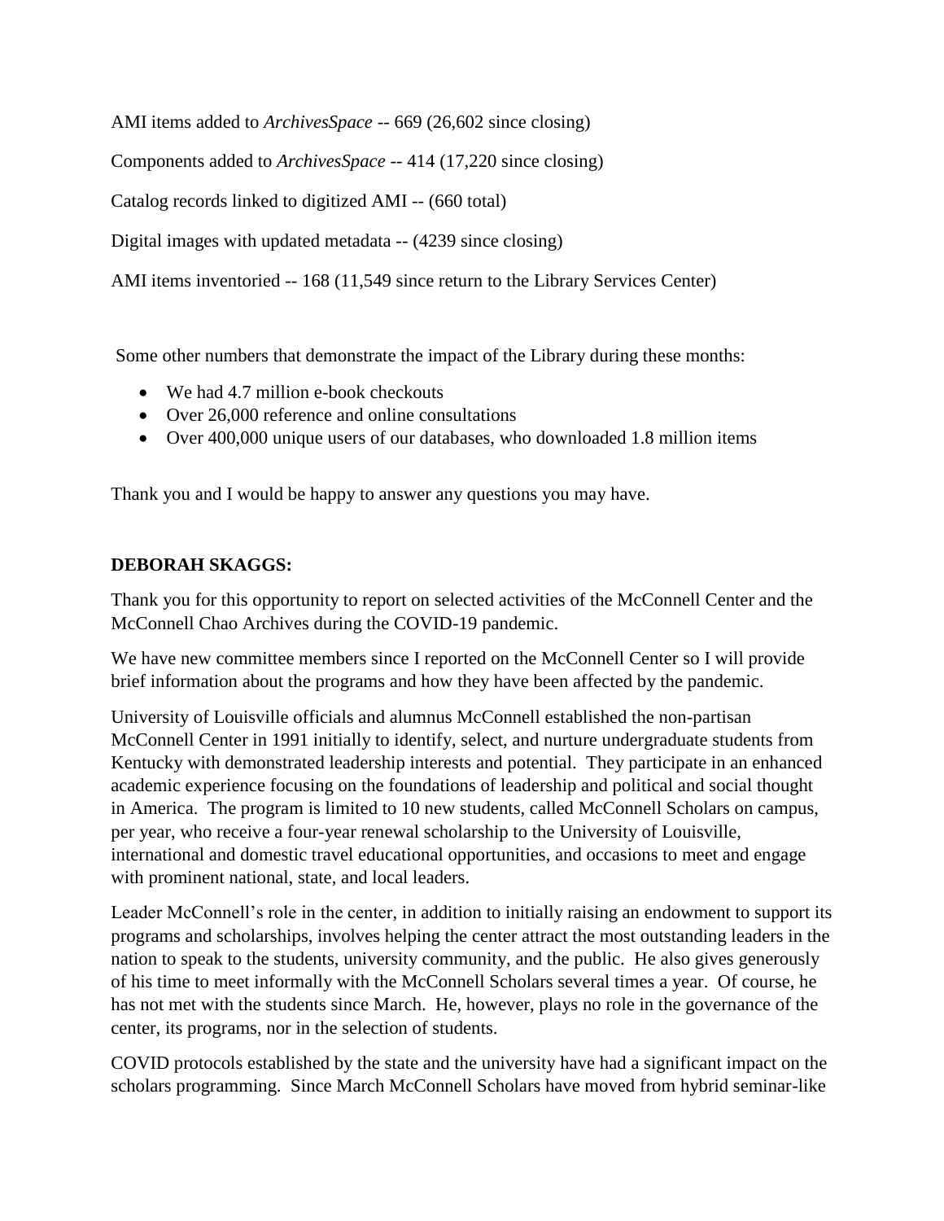AMI items added to *ArchivesSpace* -- 669 (26,602 since closing)

Components added to *ArchivesSpace* -- 414 (17,220 since closing)

Catalog records linked to digitized AMI -- (660 total)

Digital images with updated metadata -- (4239 since closing)

AMI items inventoried -- 168 (11,549 since return to the Library Services Center)

Some other numbers that demonstrate the impact of the Library during these months:

- We had 4.7 million e-book checkouts
- Over 26,000 reference and online consultations
- Over 400,000 unique users of our databases, who downloaded 1.8 million items

Thank you and I would be happy to answer any questions you may have.

**DEBORAH SKAGGS:**

Thank you for this opportunity to report on selected activities of the McConnell Center and the McConnell Chao Archives during the COVID-19 pandemic.

We have new committee members since I reported on the McConnell Center so I will provide brief information about the programs and how they have been affected by the pandemic.

University of Louisville officials and alumnus McConnell established the non-partisan McConnell Center in 1991 initially to identify, select, and nurture undergraduate students from Kentucky with demonstrated leadership interests and potential. They participate in an enhanced academic experience focusing on the foundations of leadership and political and social thought in America. The program is limited to 10 new students, called McConnell Scholars on campus, per year, who receive a four-year renewal scholarship to the University of Louisville, international and domestic travel educational opportunities, and occasions to meet and engage with prominent national, state, and local leaders.

Leader McConnell's role in the center, in addition to initially raising an endowment to support its programs and scholarships, involves helping the center attract the most outstanding leaders in the nation to speak to the students, university community, and the public. He also gives generously of his time to meet informally with the McConnell Scholars several times a year. Of course, he has not met with the students since March. He, however, plays no role in the governance of the center, its programs, nor in the selection of students.

COVID protocols established by the state and the university have had a significant impact on the scholars programming. Since March McConnell Scholars have moved from hybrid seminar-like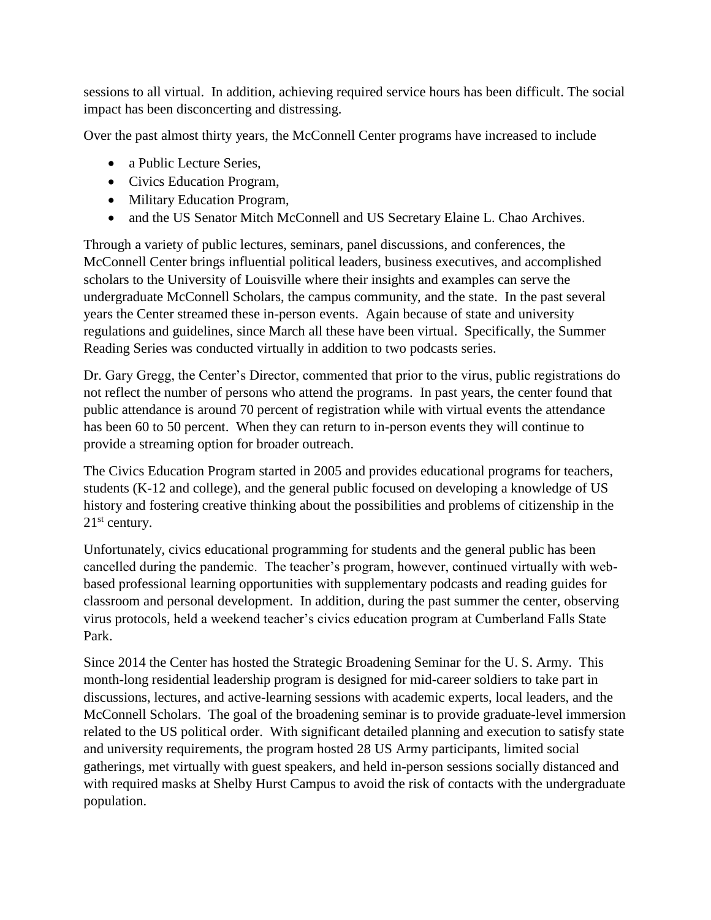sessions to all virtual. In addition, achieving required service hours has been difficult. The social impact has been disconcerting and distressing.

Over the past almost thirty years, the McConnell Center programs have increased to include

- a Public Lecture Series,
- Civics Education Program,
- Military Education Program,
- and the US Senator Mitch McConnell and US Secretary Elaine L. Chao Archives.

Through a variety of public lectures, seminars, panel discussions, and conferences, the McConnell Center brings influential political leaders, business executives, and accomplished scholars to the University of Louisville where their insights and examples can serve the undergraduate McConnell Scholars, the campus community, and the state. In the past several years the Center streamed these in-person events. Again because of state and university regulations and guidelines, since March all these have been virtual. Specifically, the Summer Reading Series was conducted virtually in addition to two podcasts series.

Dr. Gary Gregg, the Center's Director, commented that prior to the virus, public registrations do not reflect the number of persons who attend the programs. In past years, the center found that public attendance is around 70 percent of registration while with virtual events the attendance has been 60 to 50 percent. When they can return to in-person events they will continue to provide a streaming option for broader outreach.

The Civics Education Program started in 2005 and provides educational programs for teachers, students (K-12 and college), and the general public focused on developing a knowledge of US history and fostering creative thinking about the possibilities and problems of citizenship in the 21st century.

Unfortunately, civics educational programming for students and the general public has been cancelled during the pandemic. The teacher's program, however, continued virtually with web-based professional learning opportunities with supplementary podcasts and reading guides for classroom and personal development. In addition, during the past summer the center, observing virus protocols, held a weekend teacher's civics education program at Cumberland Falls State Park.

Since 2014 the Center has hosted the Strategic Broadening Seminar for the U. S. Army. This month-long residential leadership program is designed for mid-career soldiers to take part in discussions, lectures, and active-learning sessions with academic experts, local leaders, and the McConnell Scholars. The goal of the broadening seminar is to provide graduate-level immersion related to the US political order. With significant detailed planning and execution to satisfy state and university requirements, the program hosted 28 US Army participants, limited social gatherings, met virtually with guest speakers, and held in-person sessions socially distanced and with required masks at Shelby Hurst Campus to avoid the risk of contacts with the undergraduate population.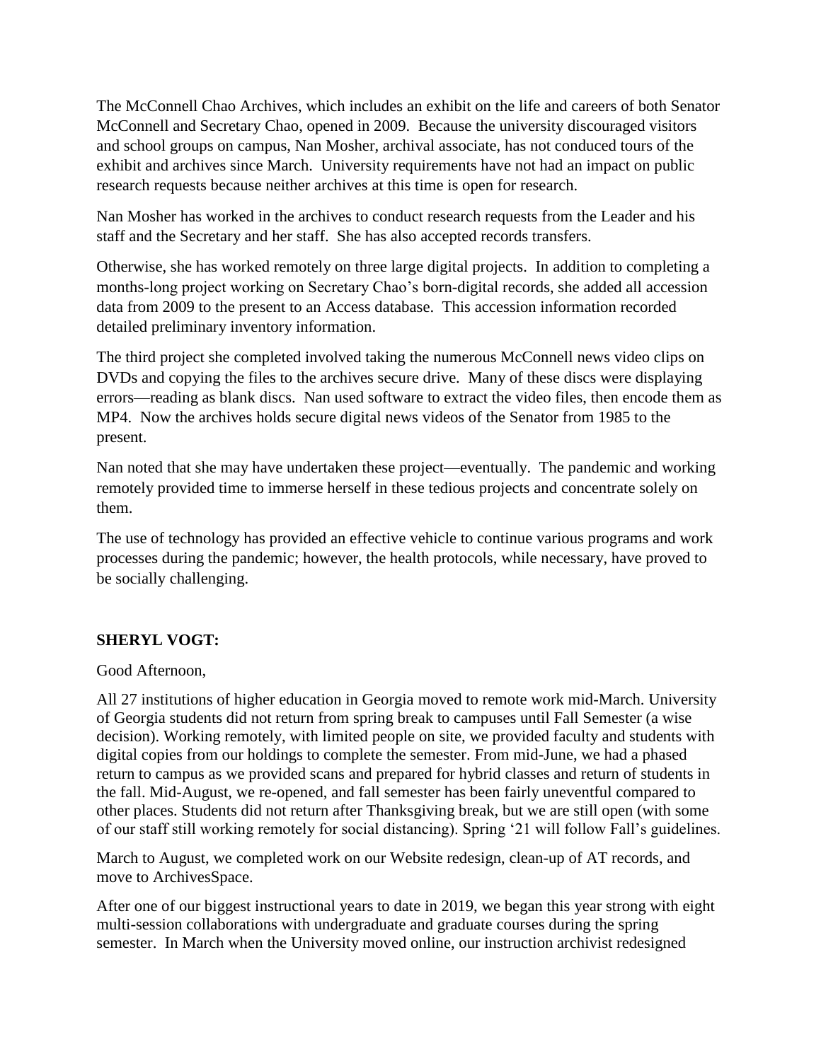The McConnell Chao Archives, which includes an exhibit on the life and careers of both Senator McConnell and Secretary Chao, opened in 2009. Because the university discouraged visitors and school groups on campus, Nan Mosher, archival associate, has not conduced tours of the exhibit and archives since March. University requirements have not had an impact on public research requests because neither archives at this time is open for research.

Nan Mosher has worked in the archives to conduct research requests from the Leader and his staff and the Secretary and her staff. She has also accepted records transfers.

Otherwise, she has worked remotely on three large digital projects. In addition to completing a months-long project working on Secretary Chao's born-digital records, she added all accession data from 2009 to the present to an Access database. This accession information recorded detailed preliminary inventory information.

The third project she completed involved taking the numerous McConnell news video clips on DVDs and copying the files to the archives secure drive. Many of these discs were displaying errors—reading as blank discs. Nan used software to extract the video files, then encode them as MP4. Now the archives holds secure digital news videos of the Senator from 1985 to the present.

Nan noted that she may have undertaken these project—eventually. The pandemic and working remotely provided time to immerse herself in these tedious projects and concentrate solely on them.

The use of technology has provided an effective vehicle to continue various programs and work processes during the pandemic; however, the health protocols, while necessary, have proved to be socially challenging.

**SHERYL VOGT:**

Good Afternoon,

All 27 institutions of higher education in Georgia moved to remote work mid-March. University of Georgia students did not return from spring break to campuses until Fall Semester (a wise decision). Working remotely, with limited people on site, we provided faculty and students with digital copies from our holdings to complete the semester. From mid-June, we had a phased return to campus as we provided scans and prepared for hybrid classes and return of students in the fall. Mid-August, we re-opened, and fall semester has been fairly uneventful compared to other places. Students did not return after Thanksgiving break, but we are still open (with some of our staff still working remotely for social distancing). Spring '21 will follow Fall's guidelines.

March to August, we completed work on our Website redesign, clean-up of AT records, and move to ArchivesSpace.

After one of our biggest instructional years to date in 2019, we began this year strong with eight multi-session collaborations with undergraduate and graduate courses during the spring semester. In March when the University moved online, our instruction archivist redesigned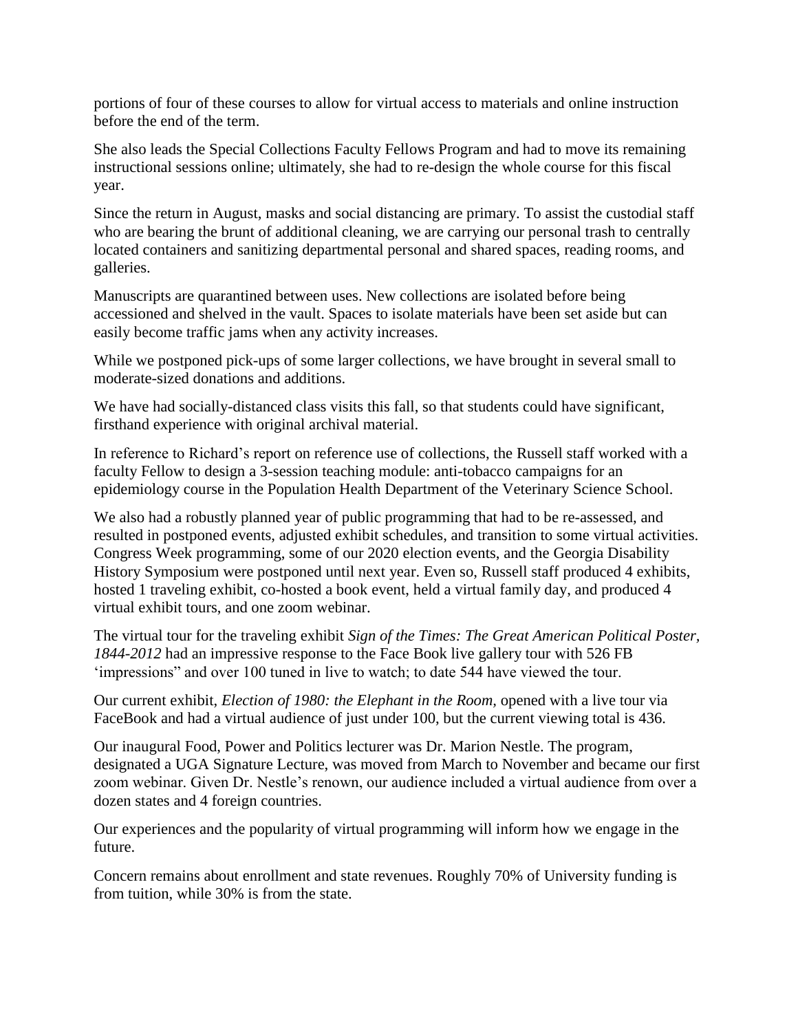portions of four of these courses to allow for virtual access to materials and online instruction before the end of the term.

She also leads the Special Collections Faculty Fellows Program and had to move its remaining instructional sessions online; ultimately, she had to re-design the whole course for this fiscal year.

Since the return in August, masks and social distancing are primary. To assist the custodial staff who are bearing the brunt of additional cleaning, we are carrying our personal trash to centrally located containers and sanitizing departmental personal and shared spaces, reading rooms, and galleries.

Manuscripts are quarantined between uses. New collections are isolated before being accessioned and shelved in the vault. Spaces to isolate materials have been set aside but can easily become traffic jams when any activity increases.

While we postponed pick-ups of some larger collections, we have brought in several small to moderate-sized donations and additions.

We have had socially-distanced class visits this fall, so that students could have significant, firsthand experience with original archival material.

In reference to Richard's report on reference use of collections, the Russell staff worked with a faculty Fellow to design a 3-session teaching module: anti-tobacco campaigns for an epidemiology course in the Population Health Department of the Veterinary Science School.

We also had a robustly planned year of public programming that had to be re-assessed, and resulted in postponed events, adjusted exhibit schedules, and transition to some virtual activities. Congress Week programming, some of our 2020 election events, and the Georgia Disability History Symposium were postponed until next year. Even so, Russell staff produced 4 exhibits, hosted 1 traveling exhibit, co-hosted a book event, held a virtual family day, and produced 4 virtual exhibit tours, and one zoom webinar.

The virtual tour for the traveling exhibit *Sign of the Times: The Great American Political Poster, 1844-2012* had an impressive response to the Face Book live gallery tour with 526 FB 'impressions" and over 100 tuned in live to watch; to date 544 have viewed the tour.

Our current exhibit, *Election of 1980: the Elephant in the Room,* opened with a live tour via FaceBook and had a virtual audience of just under 100, but the current viewing total is 436.

Our inaugural Food, Power and Politics lecturer was Dr. Marion Nestle. The program, designated a UGA Signature Lecture, was moved from March to November and became our first zoom webinar. Given Dr. Nestle's renown, our audience included a virtual audience from over a dozen states and 4 foreign countries.

Our experiences and the popularity of virtual programming will inform how we engage in the future.

Concern remains about enrollment and state revenues. Roughly 70% of University funding is from tuition, while 30% is from the state.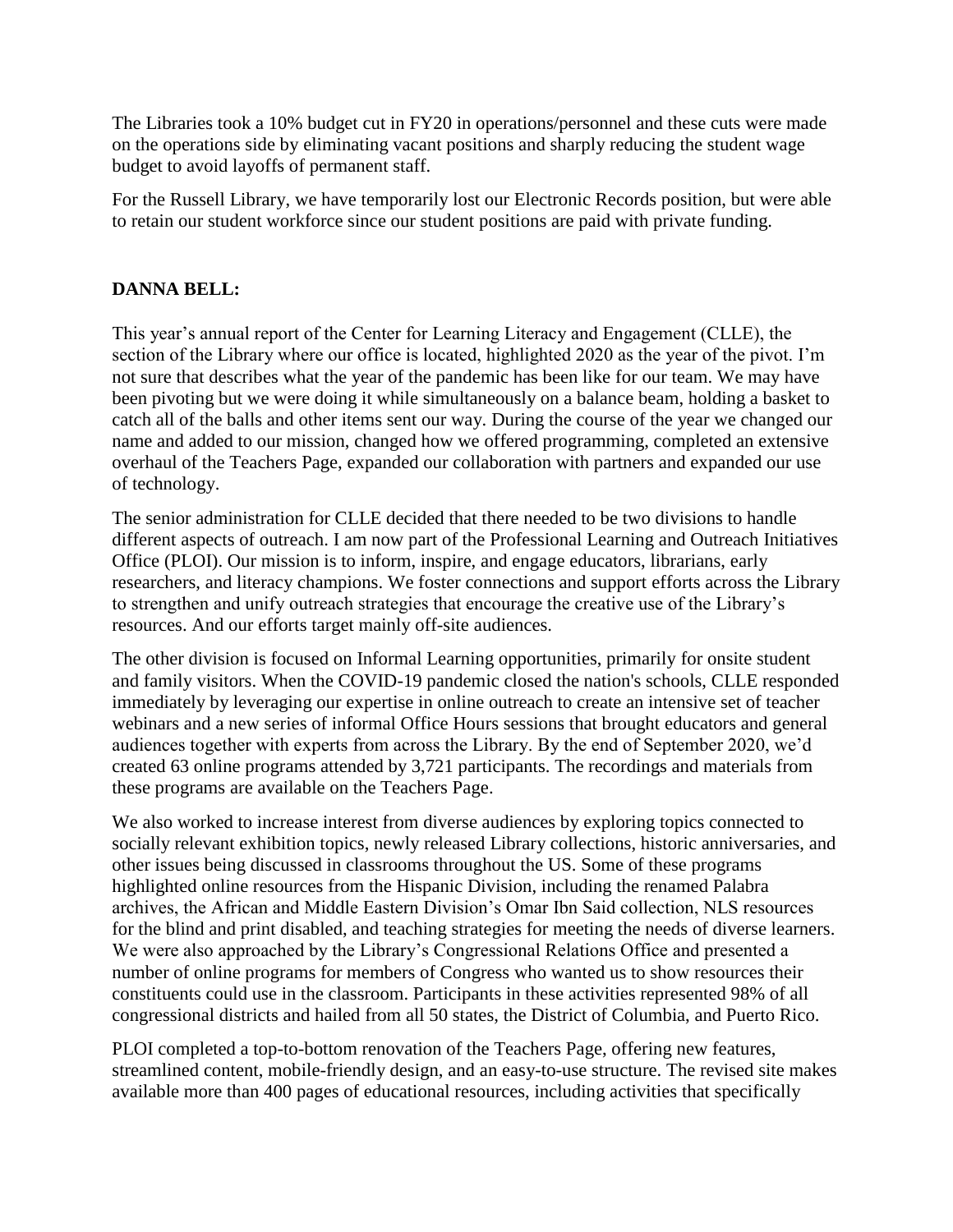The Libraries took a 10% budget cut in FY20 in operations/personnel and these cuts were made on the operations side by eliminating vacant positions and sharply reducing the student wage budget to avoid layoffs of permanent staff.

For the Russell Library, we have temporarily lost our Electronic Records position, but were able to retain our student workforce since our student positions are paid with private funding.

**DANNA BELL:**

This year's annual report of the Center for Learning Literacy and Engagement (CLLE), the section of the Library where our office is located, highlighted 2020 as the year of the pivot. I'm not sure that describes what the year of the pandemic has been like for our team. We may have been pivoting but we were doing it while simultaneously on a balance beam, holding a basket to catch all of the balls and other items sent our way. During the course of the year we changed our name and added to our mission, changed how we offered programming, completed an extensive overhaul of the Teachers Page, expanded our collaboration with partners and expanded our use of technology.

The senior administration for CLLE decided that there needed to be two divisions to handle different aspects of outreach. I am now part of the Professional Learning and Outreach Initiatives Office (PLOI). Our mission is to inform, inspire, and engage educators, librarians, early researchers, and literacy champions. We foster connections and support efforts across the Library to strengthen and unify outreach strategies that encourage the creative use of the Library's resources. And our efforts target mainly off-site audiences.

The other division is focused on Informal Learning opportunities, primarily for onsite student and family visitors. When the COVID-19 pandemic closed the nation's schools, CLLE responded immediately by leveraging our expertise in online outreach to create an intensive set of teacher webinars and a new series of informal Office Hours sessions that brought educators and general audiences together with experts from across the Library. By the end of September 2020, we'd created 63 online programs attended by 3,721 participants. The recordings and materials from these programs are available on the Teachers Page.

We also worked to increase interest from diverse audiences by exploring topics connected to socially relevant exhibition topics, newly released Library collections, historic anniversaries, and other issues being discussed in classrooms throughout the US. Some of these programs highlighted online resources from the Hispanic Division, including the renamed Palabra archives, the African and Middle Eastern Division's Omar Ibn Said collection, NLS resources for the blind and print disabled, and teaching strategies for meeting the needs of diverse learners. We were also approached by the Library's Congressional Relations Office and presented a number of online programs for members of Congress who wanted us to show resources their constituents could use in the classroom. Participants in these activities represented 98% of all congressional districts and hailed from all 50 states, the District of Columbia, and Puerto Rico.

PLOI completed a top-to-bottom renovation of the Teachers Page, offering new features, streamlined content, mobile-friendly design, and an easy-to-use structure. The revised site makes available more than 400 pages of educational resources, including activities that specifically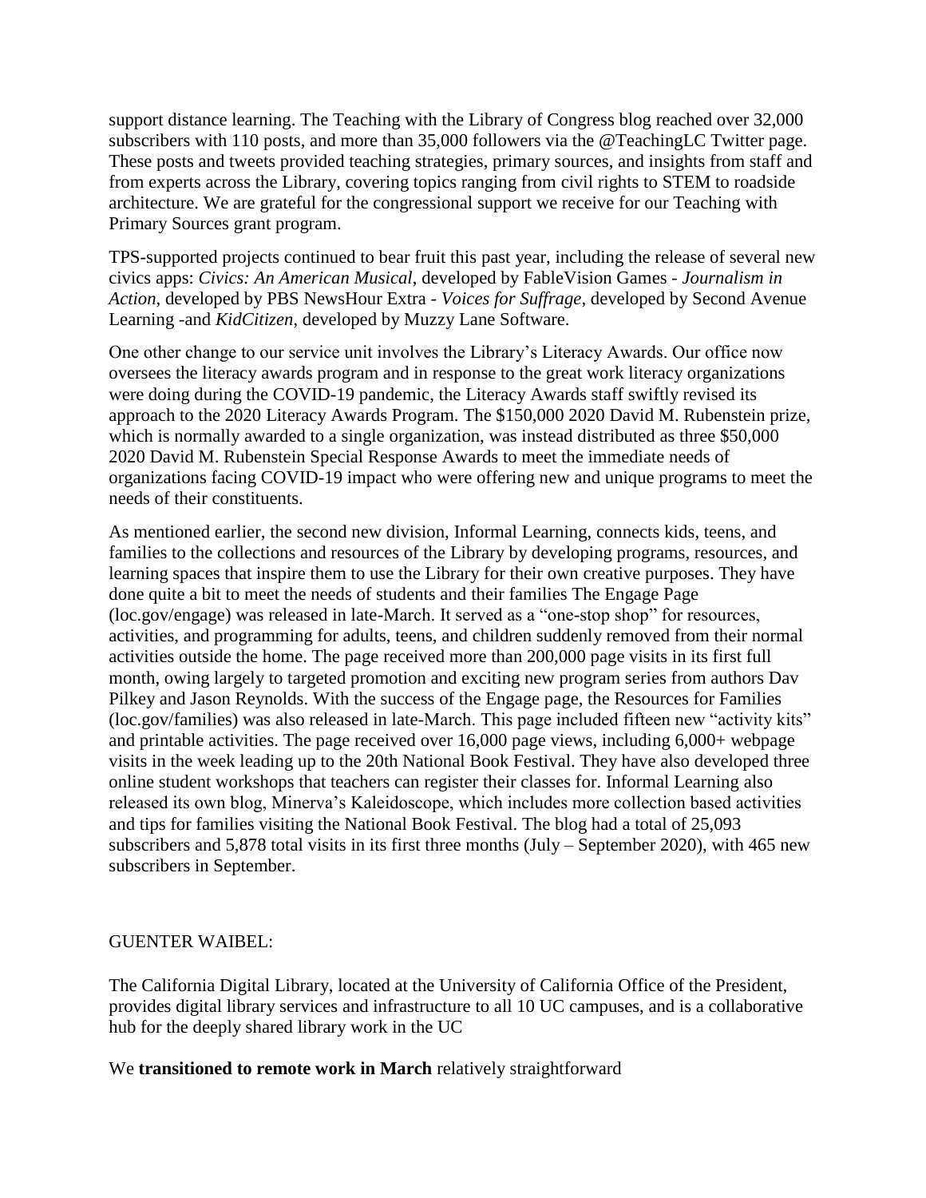support distance learning. The Teaching with the Library of Congress blog reached over 32,000 subscribers with 110 posts, and more than 35,000 followers via the @TeachingLC Twitter page. These posts and tweets provided teaching strategies, primary sources, and insights from staff and from experts across the Library, covering topics ranging from civil rights to STEM to roadside architecture. We are grateful for the congressional support we receive for our Teaching with Primary Sources grant program.

TPS-supported projects continued to bear fruit this past year, including the release of several new civics apps: *Civics: An American Musical*, developed by FableVision Games - *Journalism in Action*, developed by PBS NewsHour Extra - *Voices for Suffrage*, developed by Second Avenue Learning -and *KidCitizen*, developed by Muzzy Lane Software.

One other change to our service unit involves the Library's Literacy Awards. Our office now oversees the literacy awards program and in response to the great work literacy organizations were doing during the COVID-19 pandemic, the Literacy Awards staff swiftly revised its approach to the 2020 Literacy Awards Program. The $150,000 2020 David M. Rubenstein prize, which is normally awarded to a single organization, was instead distributed as three $50,000 2020 David M. Rubenstein Special Response Awards to meet the immediate needs of organizations facing COVID-19 impact who were offering new and unique programs to meet the needs of their constituents.

As mentioned earlier, the second new division, Informal Learning, connects kids, teens, and families to the collections and resources of the Library by developing programs, resources, and learning spaces that inspire them to use the Library for their own creative purposes. They have done quite a bit to meet the needs of students and their families The Engage Page (loc.gov/engage) was released in late-March. It served as a "one-stop shop" for resources, activities, and programming for adults, teens, and children suddenly removed from their normal activities outside the home. The page received more than 200,000 page visits in its first full month, owing largely to targeted promotion and exciting new program series from authors Dav Pilkey and Jason Reynolds. With the success of the Engage page, the Resources for Families (loc.gov/families) was also released in late-March. This page included fifteen new "activity kits" and printable activities. The page received over 16,000 page views, including 6,000+ webpage visits in the week leading up to the 20th National Book Festival. They have also developed three online student workshops that teachers can register their classes for. Informal Learning also released its own blog, Minerva's Kaleidoscope, which includes more collection based activities and tips for families visiting the National Book Festival. The blog had a total of 25,093 subscribers and 5,878 total visits in its first three months (July – September 2020), with 465 new subscribers in September.

GUENTER WAIBEL:

The California Digital Library, located at the University of California Office of the President, provides digital library services and infrastructure to all 10 UC campuses, and is a collaborative hub for the deeply shared library work in the UC

We **transitioned to remote work in March** relatively straightforward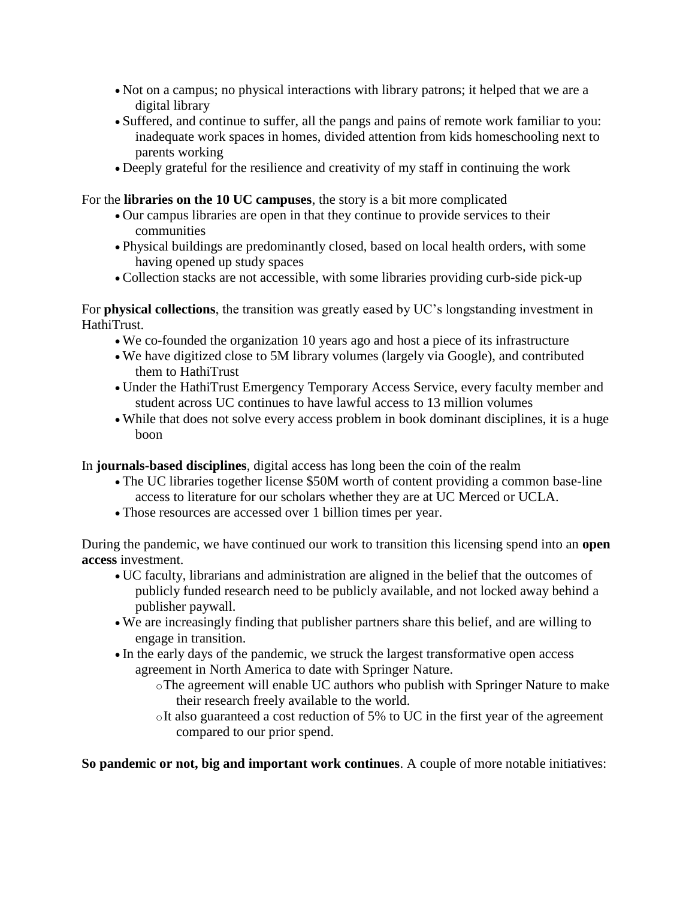- Not on a campus; no physical interactions with library patrons; it helped that we are a digital library
- Suffered, and continue to suffer, all the pangs and pains of remote work familiar to you: inadequate work spaces in homes, divided attention from kids homeschooling next to parents working
- Deeply grateful for the resilience and creativity of my staff in continuing the work

For the **libraries on the 10 UC campuses**, the story is a bit more complicated

- Our campus libraries are open in that they continue to provide services to their communities
- Physical buildings are predominantly closed, based on local health orders, with some having opened up study spaces
- Collection stacks are not accessible, with some libraries providing curb-side pick-up

For **physical collections**, the transition was greatly eased by UC's longstanding investment in HathiTrust.

- We co-founded the organization 10 years ago and host a piece of its infrastructure
- We have digitized close to 5M library volumes (largely via Google), and contributed them to HathiTrust
- Under the HathiTrust Emergency Temporary Access Service, every faculty member and student across UC continues to have lawful access to 13 million volumes
- While that does not solve every access problem in book dominant disciplines, it is a huge boon

In **journals-based disciplines**, digital access has long been the coin of the realm

- The UC libraries together license \$50M worth of content providing a common base-line access to literature for our scholars whether they are at UC Merced or UCLA.
- Those resources are accessed over 1 billion times per year.

During the pandemic, we have continued our work to transition this licensing spend into an **open access** investment.

- UC faculty, librarians and administration are aligned in the belief that the outcomes of publicly funded research need to be publicly available, and not locked away behind a publisher paywall.
- We are increasingly finding that publisher partners share this belief, and are willing to engage in transition.
- In the early days of the pandemic, we struck the largest transformative open access agreement in North America to date with Springer Nature.
  - The agreement will enable UC authors who publish with Springer Nature to make their research freely available to the world.
  - It also guaranteed a cost reduction of 5% to UC in the first year of the agreement compared to our prior spend.

**So pandemic or not, big and important work continues**. A couple of more notable initiatives: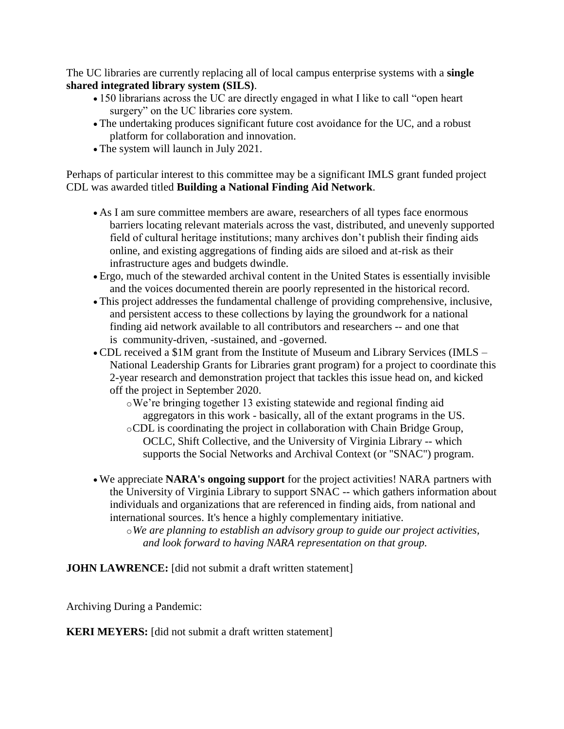The UC libraries are currently replacing all of local campus enterprise systems with a **single shared integrated library system (SILS)**.

- 150 librarians across the UC are directly engaged in what I like to call "open heart surgery" on the UC libraries core system.
- The undertaking produces significant future cost avoidance for the UC, and a robust platform for collaboration and innovation.
- The system will launch in July 2021.

Perhaps of particular interest to this committee may be a significant IMLS grant funded project CDL was awarded titled **Building a National Finding Aid Network**.

- As I am sure committee members are aware, researchers of all types face enormous barriers locating relevant materials across the vast, distributed, and unevenly supported field of cultural heritage institutions; many archives don't publish their finding aids online, and existing aggregations of finding aids are siloed and at-risk as their infrastructure ages and budgets dwindle.
- Ergo, much of the stewarded archival content in the United States is essentially invisible and the voices documented therein are poorly represented in the historical record.
- This project addresses the fundamental challenge of providing comprehensive, inclusive, and persistent access to these collections by laying the groundwork for a national finding aid network available to all contributors and researchers -- and one that is community-driven, -sustained, and -governed.
- CDL received a $1M grant from the Institute of Museum and Library Services (IMLS – National Leadership Grants for Libraries grant program) for a project to coordinate this 2-year research and demonstration project that tackles this issue head on, and kicked off the project in September 2020.
    - We're bringing together 13 existing statewide and regional finding aid aggregators in this work - basically, all of the extant programs in the US.
    - CDL is coordinating the project in collaboration with Chain Bridge Group, OCLC, Shift Collective, and the University of Virginia Library -- which supports the Social Networks and Archival Context (or "SNAC") program.

- We appreciate **NARA's ongoing support** for the project activities! NARA partners with the University of Virginia Library to support SNAC -- which gathers information about individuals and organizations that are referenced in finding aids, from national and international sources. It's hence a highly complementary initiative.
    - *We are planning to establish an advisory group to guide our project activities, and look forward to having NARA representation on that group.*

**JOHN LAWRENCE:** [did not submit a draft written statement]

Archiving During a Pandemic:

**KERI MEYERS:** [did not submit a draft written statement]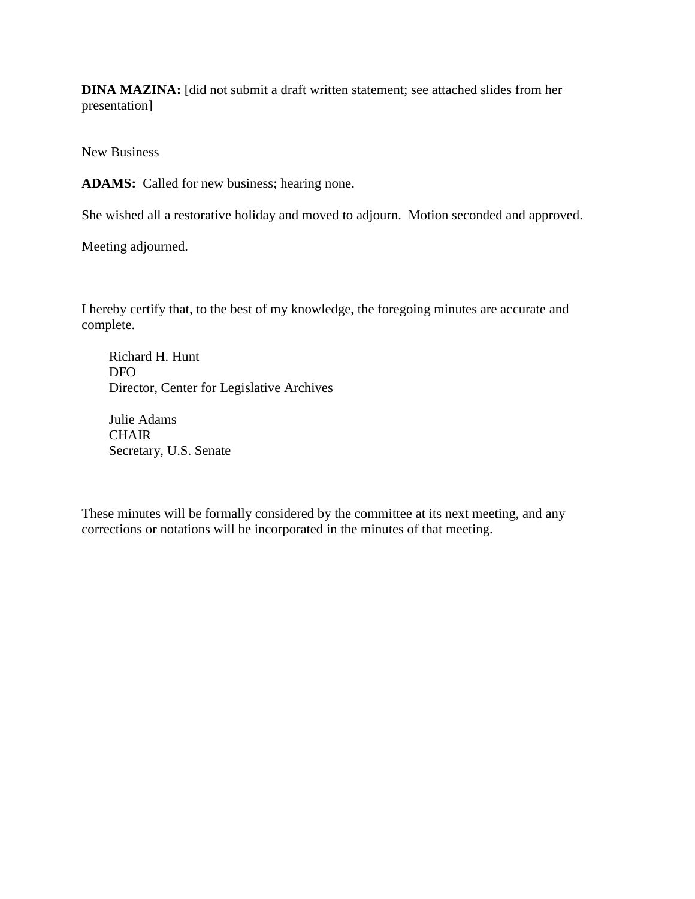**DINA MAZINA:** [did not submit a draft written statement; see attached slides from her presentation]

New Business

**ADAMS:** Called for new business; hearing none.

She wished all a restorative holiday and moved to adjourn. Motion seconded and approved.

Meeting adjourned.

I hereby certify that, to the best of my knowledge, the foregoing minutes are accurate and complete.

Richard H. Hunt
DFO
Director, Center for Legislative Archives

Julie Adams
CHAIR
Secretary, U.S. Senate

These minutes will be formally considered by the committee at its next meeting, and any corrections or notations will be incorporated in the minutes of that meeting.